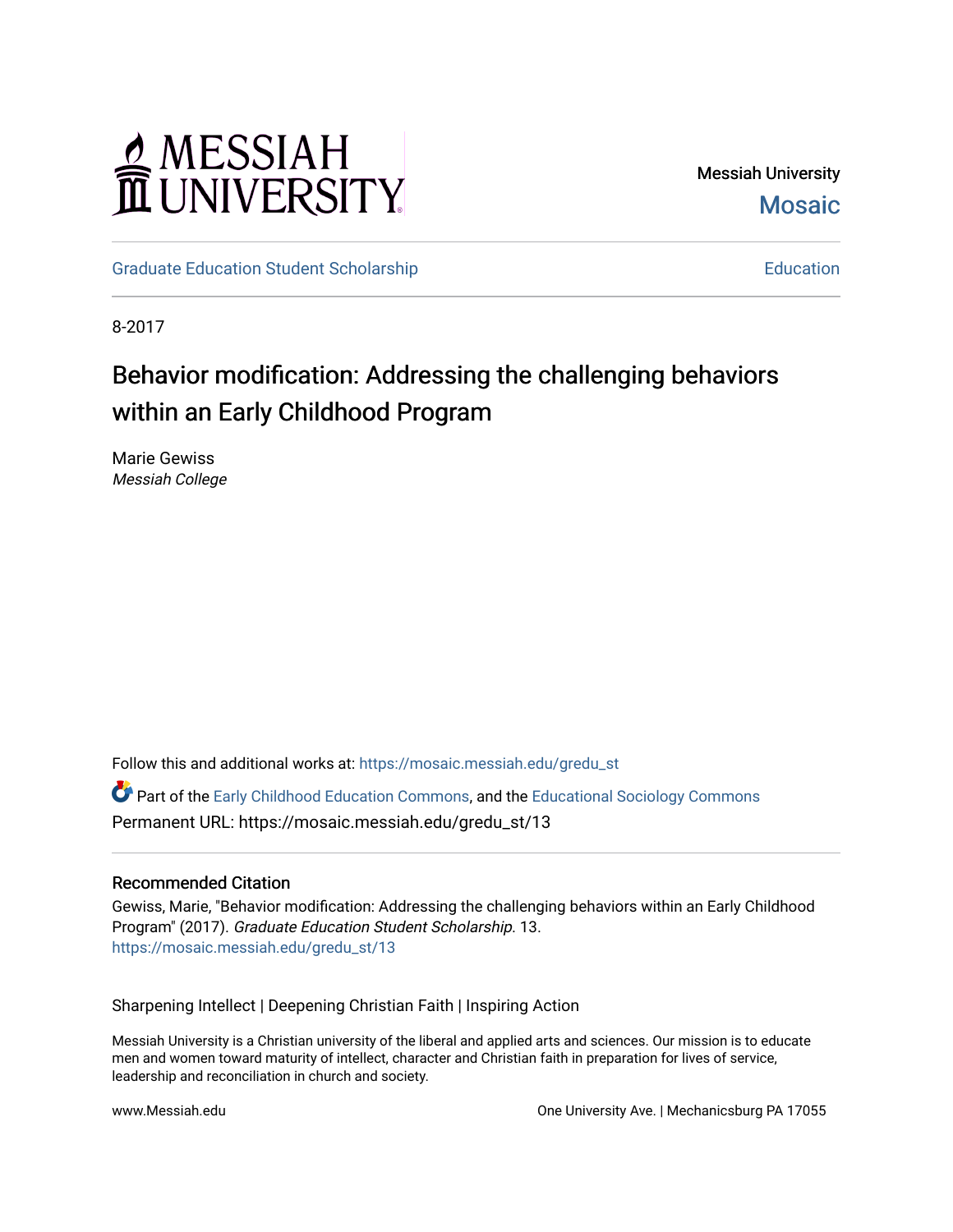Messiah University

Mosaic

Graduate Education Student Scholarship | Education

8-2017

# Behavior modification: Addressing the challenging behaviors within an Early Childhood Program

Marie Gewiss
*Messiah College*

Follow this and additional works at: https://mosaic.messiah.edu/gredu_st

Part of the Early Childhood Education Commons, and the Educational Sociology Commons

Permanent URL: https://mosaic.messiah.edu/gredu_st/13

## Recommended Citation

Gewiss, Marie, "Behavior modification: Addressing the challenging behaviors within an Early Childhood Program" (2017). *Graduate Education Student Scholarship*. 13.
https://mosaic.messiah.edu/gredu_st/13

Sharpening Intellect | Deepening Christian Faith | Inspiring Action

Messiah University is a Christian university of the liberal and applied arts and sciences. Our mission is to educate men and women toward maturity of intellect, character and Christian faith in preparation for lives of service, leadership and reconciliation in church and society.

www.Messiah.edu

One University Ave. | Mechanicsburg PA 17055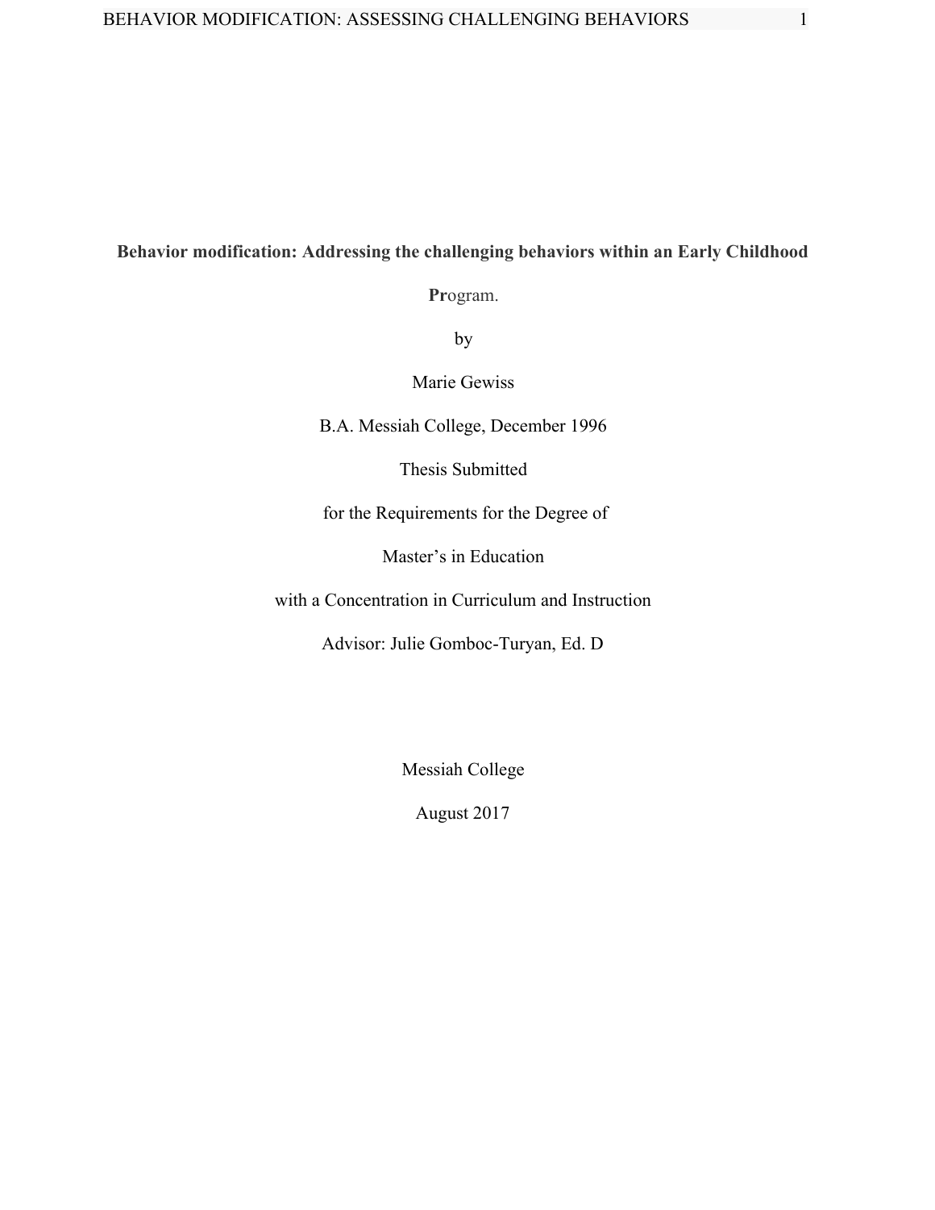**Behavior modification: Addressing the challenging behaviors within an Early Childhood Pr**ogram.

by

Marie Gewiss

B.A. Messiah College, December 1996

Thesis Submitted

for the Requirements for the Degree of

Master's in Education

with a Concentration in Curriculum and Instruction

Advisor: Julie Gomboc-Turyan, Ed. D

Messiah College

August 2017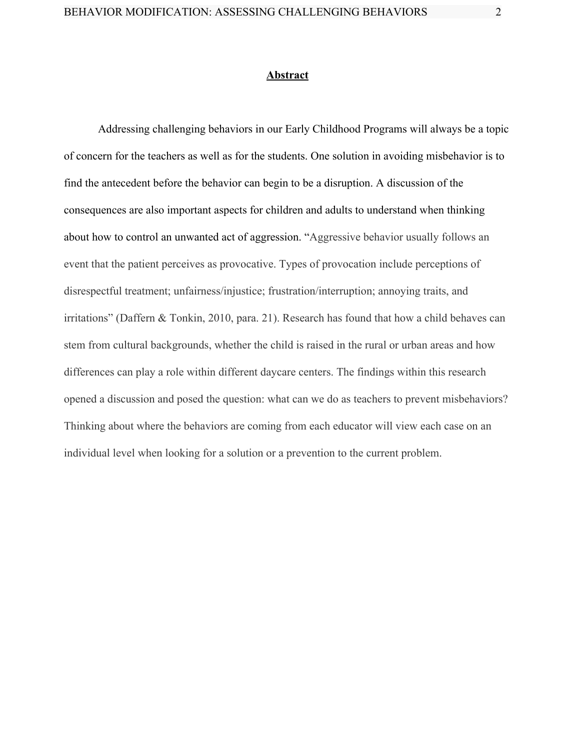# **Abstract**

Addressing challenging behaviors in our Early Childhood Programs will always be a topic of concern for the teachers as well as for the students. One solution in avoiding misbehavior is to find the antecedent before the behavior can begin to be a disruption. A discussion of the consequences are also important aspects for children and adults to understand when thinking about how to control an unwanted act of aggression. "Aggressive behavior usually follows an event that the patient perceives as provocative. Types of provocation include perceptions of disrespectful treatment; unfairness/injustice; frustration/interruption; annoying traits, and irritations" (Daffern & Tonkin, 2010, para. 21). Research has found that how a child behaves can stem from cultural backgrounds, whether the child is raised in the rural or urban areas and how differences can play a role within different daycare centers. The findings within this research opened a discussion and posed the question: what can we do as teachers to prevent misbehaviors? Thinking about where the behaviors are coming from each educator will view each case on an individual level when looking for a solution or a prevention to the current problem.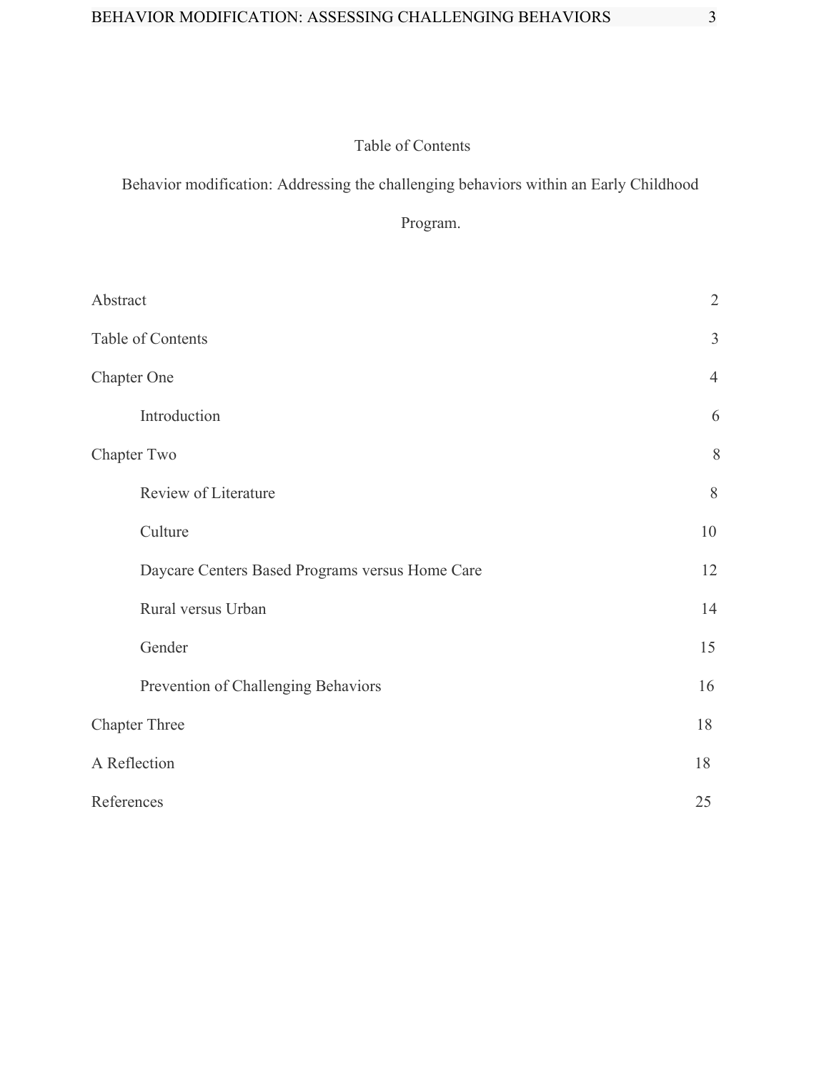# Table of Contents

Behavior modification: Addressing the challenging behaviors within an Early Childhood Program.

| | |
|---|---|
| Abstract | 2 |
| Table of Contents | 3 |
| Chapter One | 4 |
| Introduction | 6 |
| Chapter Two | 8 |
| Review of Literature | 8 |
| Culture | 10 |
| Daycare Centers Based Programs versus Home Care | 12 |
| Rural versus Urban | 14 |
| Gender | 15 |
| Prevention of Challenging Behaviors | 16 |
| Chapter Three | 18 |
| A Reflection | 18 |
| References | 25 |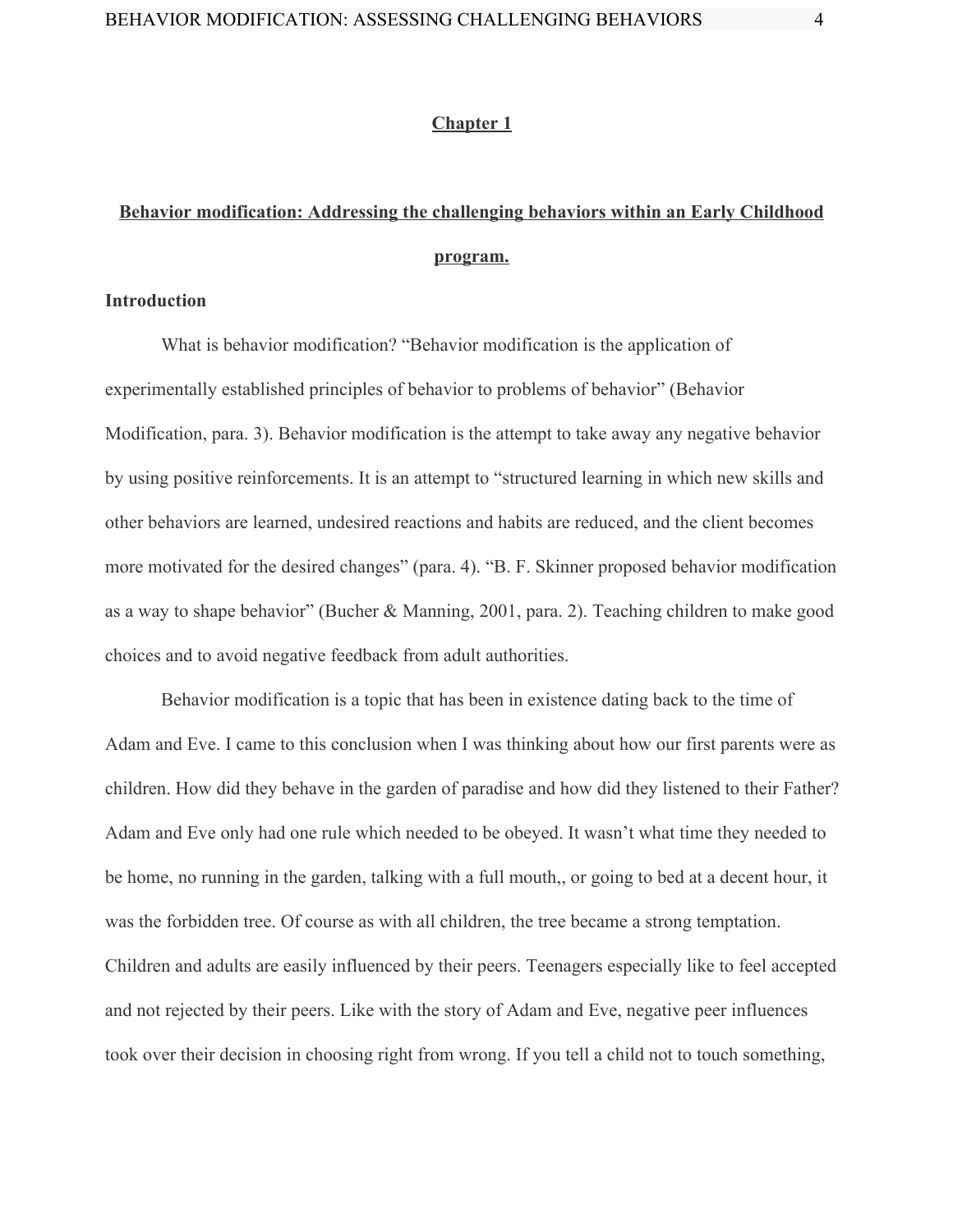# Chapter 1

## Behavior modification: Addressing the challenging behaviors within an Early Childhood program.

### Introduction

What is behavior modification? “Behavior modification is the application of experimentally established principles of behavior to problems of behavior” (Behavior Modification, para. 3). Behavior modification is the attempt to take away any negative behavior by using positive reinforcements. It is an attempt to “structured learning in which new skills and other behaviors are learned, undesired reactions and habits are reduced, and the client becomes more motivated for the desired changes” (para. 4). “B. F. Skinner proposed behavior modification as a way to shape behavior” (Bucher & Manning, 2001, para. 2). Teaching children to make good choices and to avoid negative feedback from adult authorities.

Behavior modification is a topic that has been in existence dating back to the time of Adam and Eve. I came to this conclusion when I was thinking about how our first parents were as children. How did they behave in the garden of paradise and how did they listened to their Father? Adam and Eve only had one rule which needed to be obeyed. It wasn’t what time they needed to be home, no running in the garden, talking with a full mouth,, or going to bed at a decent hour, it was the forbidden tree. Of course as with all children, the tree became a strong temptation. Children and adults are easily influenced by their peers. Teenagers especially like to feel accepted and not rejected by their peers. Like with the story of Adam and Eve, negative peer influences took over their decision in choosing right from wrong. If you tell a child not to touch something,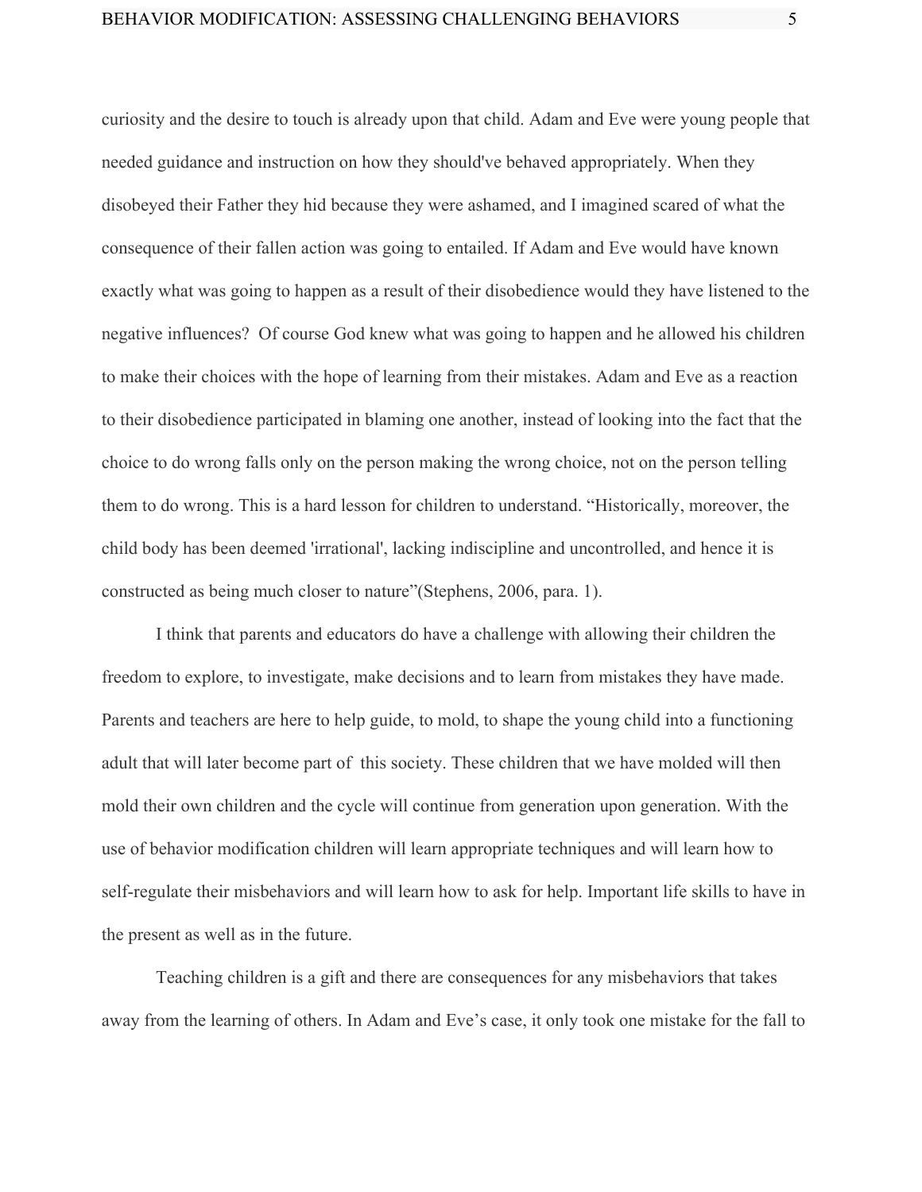curiosity and the desire to touch is already upon that child. Adam and Eve were young people that needed guidance and instruction on how they should've behaved appropriately. When they disobeyed their Father they hid because they were ashamed, and I imagined scared of what the consequence of their fallen action was going to entailed. If Adam and Eve would have known exactly what was going to happen as a result of their disobedience would they have listened to the negative influences? Of course God knew what was going to happen and he allowed his children to make their choices with the hope of learning from their mistakes. Adam and Eve as a reaction to their disobedience participated in blaming one another, instead of looking into the fact that the choice to do wrong falls only on the person making the wrong choice, not on the person telling them to do wrong. This is a hard lesson for children to understand. "Historically, moreover, the child body has been deemed 'irrational', lacking indiscipline and uncontrolled, and hence it is constructed as being much closer to nature"(Stephens, 2006, para. 1).

I think that parents and educators do have a challenge with allowing their children the freedom to explore, to investigate, make decisions and to learn from mistakes they have made. Parents and teachers are here to help guide, to mold, to shape the young child into a functioning adult that will later become part of this society. These children that we have molded will then mold their own children and the cycle will continue from generation upon generation. With the use of behavior modification children will learn appropriate techniques and will learn how to self-regulate their misbehaviors and will learn how to ask for help. Important life skills to have in the present as well as in the future.

Teaching children is a gift and there are consequences for any misbehaviors that takes away from the learning of others. In Adam and Eve's case, it only took one mistake for the fall to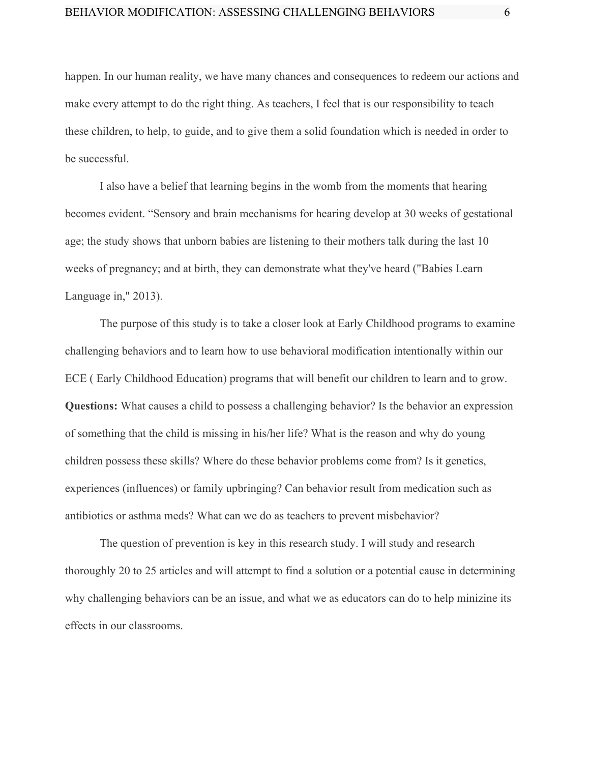happen. In our human reality, we have many chances and consequences to redeem our actions and make every attempt to do the right thing. As teachers, I feel that is our responsibility to teach these children, to help, to guide, and to give them a solid foundation which is needed in order to be successful.

I also have a belief that learning begins in the womb from the moments that hearing becomes evident. "Sensory and brain mechanisms for hearing develop at 30 weeks of gestational age; the study shows that unborn babies are listening to their mothers talk during the last 10 weeks of pregnancy; and at birth, they can demonstrate what they've heard ("Babies Learn Language in," 2013).

The purpose of this study is to take a closer look at Early Childhood programs to examine challenging behaviors and to learn how to use behavioral modification intentionally within our ECE ( Early Childhood Education) programs that will benefit our children to learn and to grow.

**Questions:** What causes a child to possess a challenging behavior? Is the behavior an expression of something that the child is missing in his/her life? What is the reason and why do young children possess these skills? Where do these behavior problems come from? Is it genetics, experiences (influences) or family upbringing? Can behavior result from medication such as antibiotics or asthma meds? What can we do as teachers to prevent misbehavior?

The question of prevention is key in this research study. I will study and research thoroughly 20 to 25 articles and will attempt to find a solution or a potential cause in determining why challenging behaviors can be an issue, and what we as educators can do to help minizine its effects in our classrooms.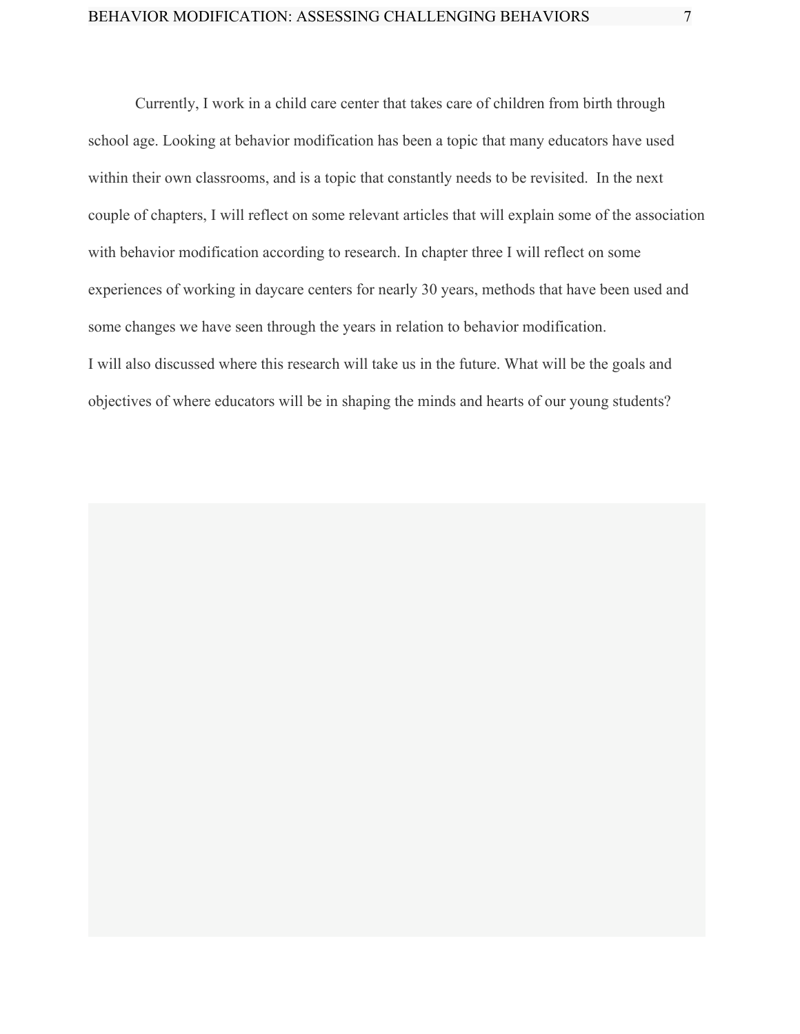Currently, I work in a child care center that takes care of children from birth through school age. Looking at behavior modification has been a topic that many educators have used within their own classrooms, and is a topic that constantly needs to be revisited. In the next couple of chapters, I will reflect on some relevant articles that will explain some of the association with behavior modification according to research. In chapter three I will reflect on some experiences of working in daycare centers for nearly 30 years, methods that have been used and some changes we have seen through the years in relation to behavior modification.

I will also discussed where this research will take us in the future. What will be the goals and objectives of where educators will be in shaping the minds and hearts of our young students?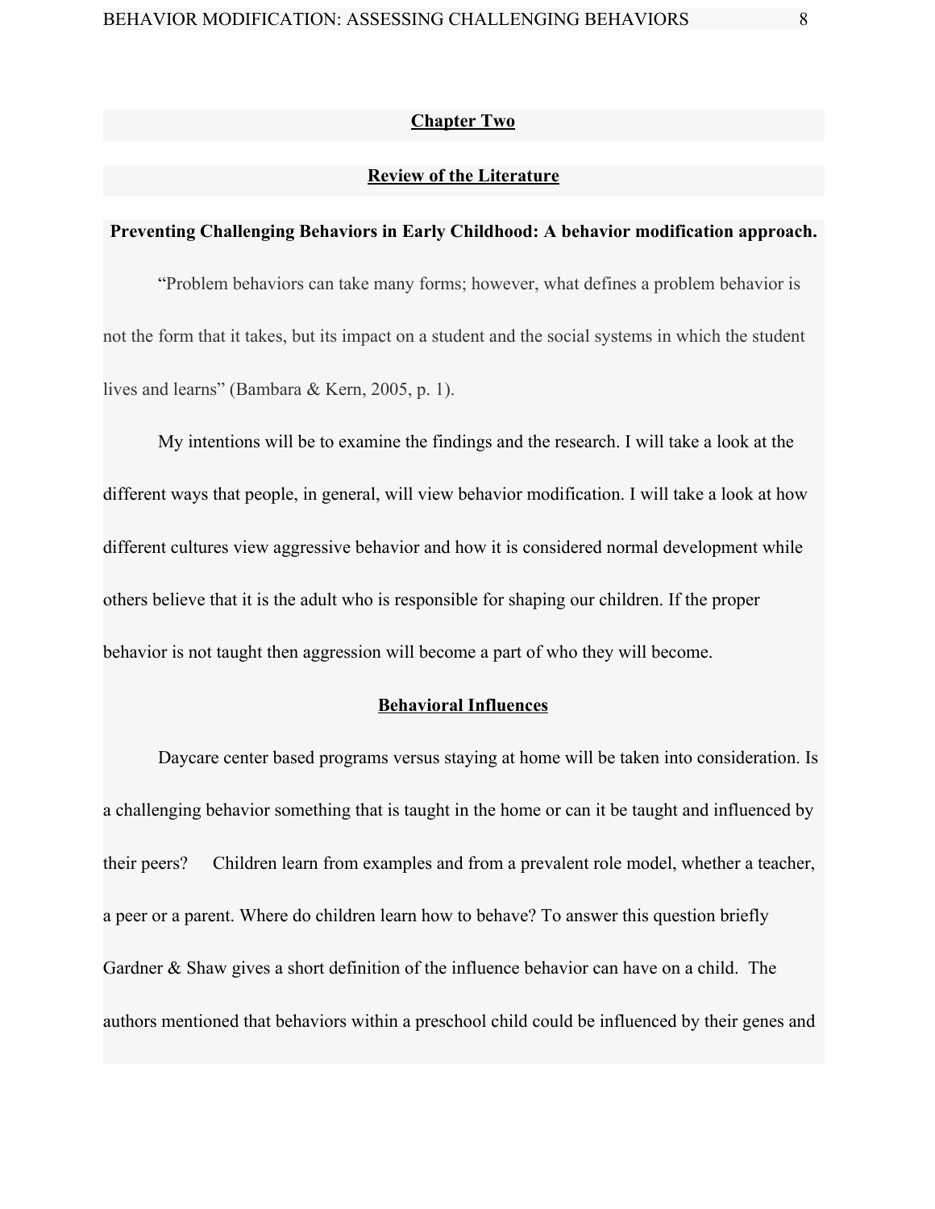## Chapter Two

## Review of the Literature

### Preventing Challenging Behaviors in Early Childhood: A behavior modification approach.

"Problem behaviors can take many forms; however, what defines a problem behavior is not the form that it takes, but its impact on a student and the social systems in which the student lives and learns" (Bambara & Kern, 2005, p. 1).

My intentions will be to examine the findings and the research. I will take a look at the different ways that people, in general, will view behavior modification. I will take a look at how different cultures view aggressive behavior and how it is considered normal development while others believe that it is the adult who is responsible for shaping our children. If the proper behavior is not taught then aggression will become a part of who they will become.

## Behavioral Influences

Daycare center based programs versus staying at home will be taken into consideration. Is a challenging behavior something that is taught in the home or can it be taught and influenced by their peers? Children learn from examples and from a prevalent role model, whether a teacher, a peer or a parent. Where do children learn how to behave? To answer this question briefly Gardner & Shaw gives a short definition of the influence behavior can have on a child. The authors mentioned that behaviors within a preschool child could be influenced by their genes and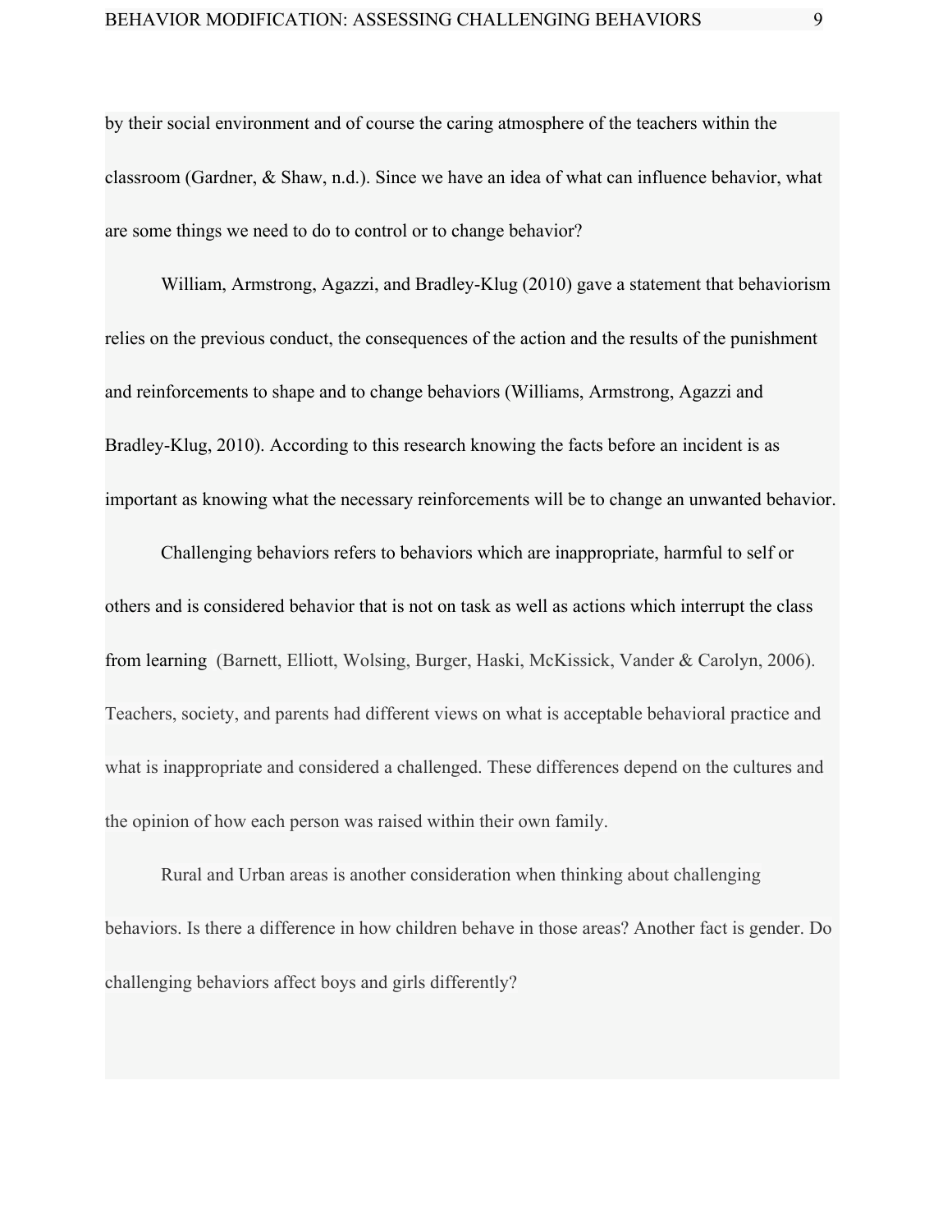by their social environment and of course the caring atmosphere of the teachers within the classroom (Gardner, & Shaw, n.d.). Since we have an idea of what can influence behavior, what are some things we need to do to control or to change behavior?

William, Armstrong, Agazzi, and Bradley-Klug (2010) gave a statement that behaviorism relies on the previous conduct, the consequences of the action and the results of the punishment and reinforcements to shape and to change behaviors (Williams, Armstrong, Agazzi and Bradley-Klug, 2010). According to this research knowing the facts before an incident is as important as knowing what the necessary reinforcements will be to change an unwanted behavior.

Challenging behaviors refers to behaviors which are inappropriate, harmful to self or others and is considered behavior that is not on task as well as actions which interrupt the class from learning (Barnett, Elliott, Wolsing, Burger, Haski, McKissick, Vander & Carolyn, 2006). Teachers, society, and parents had different views on what is acceptable behavioral practice and what is inappropriate and considered a challenged. These differences depend on the cultures and the opinion of how each person was raised within their own family.

Rural and Urban areas is another consideration when thinking about challenging behaviors. Is there a difference in how children behave in those areas? Another fact is gender. Do challenging behaviors affect boys and girls differently?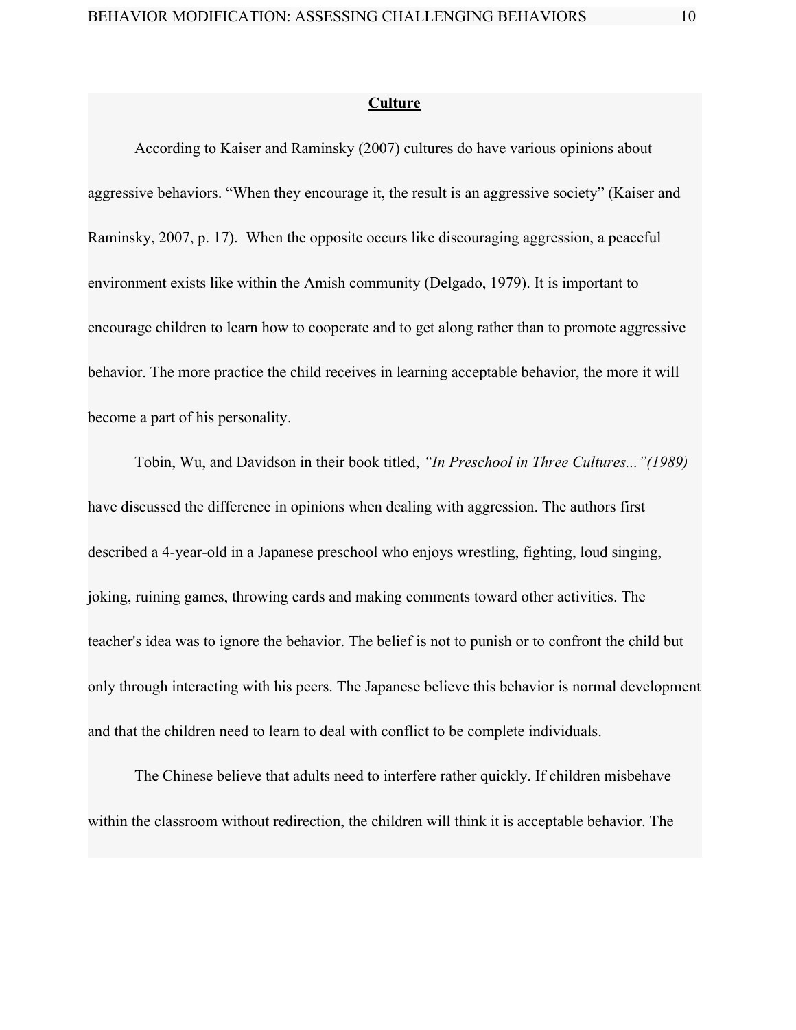## **Culture**

According to Kaiser and Raminsky (2007) cultures do have various opinions about aggressive behaviors. "When they encourage it, the result is an aggressive society" (Kaiser and Raminsky, 2007, p. 17).  When the opposite occurs like discouraging aggression, a peaceful environment exists like within the Amish community (Delgado, 1979). It is important to encourage children to learn how to cooperate and to get along rather than to promote aggressive behavior. The more practice the child receives in learning acceptable behavior, the more it will become a part of his personality.

Tobin, Wu, and Davidson in their book titled, *"In Preschool in Three Cultures..."(1989)* have discussed the difference in opinions when dealing with aggression. The authors first described a 4-year-old in a Japanese preschool who enjoys wrestling, fighting, loud singing, joking, ruining games, throwing cards and making comments toward other activities. The teacher's idea was to ignore the behavior. The belief is not to punish or to confront the child but only through interacting with his peers. The Japanese believe this behavior is normal development and that the children need to learn to deal with conflict to be complete individuals.

The Chinese believe that adults need to interfere rather quickly. If children misbehave within the classroom without redirection, the children will think it is acceptable behavior. The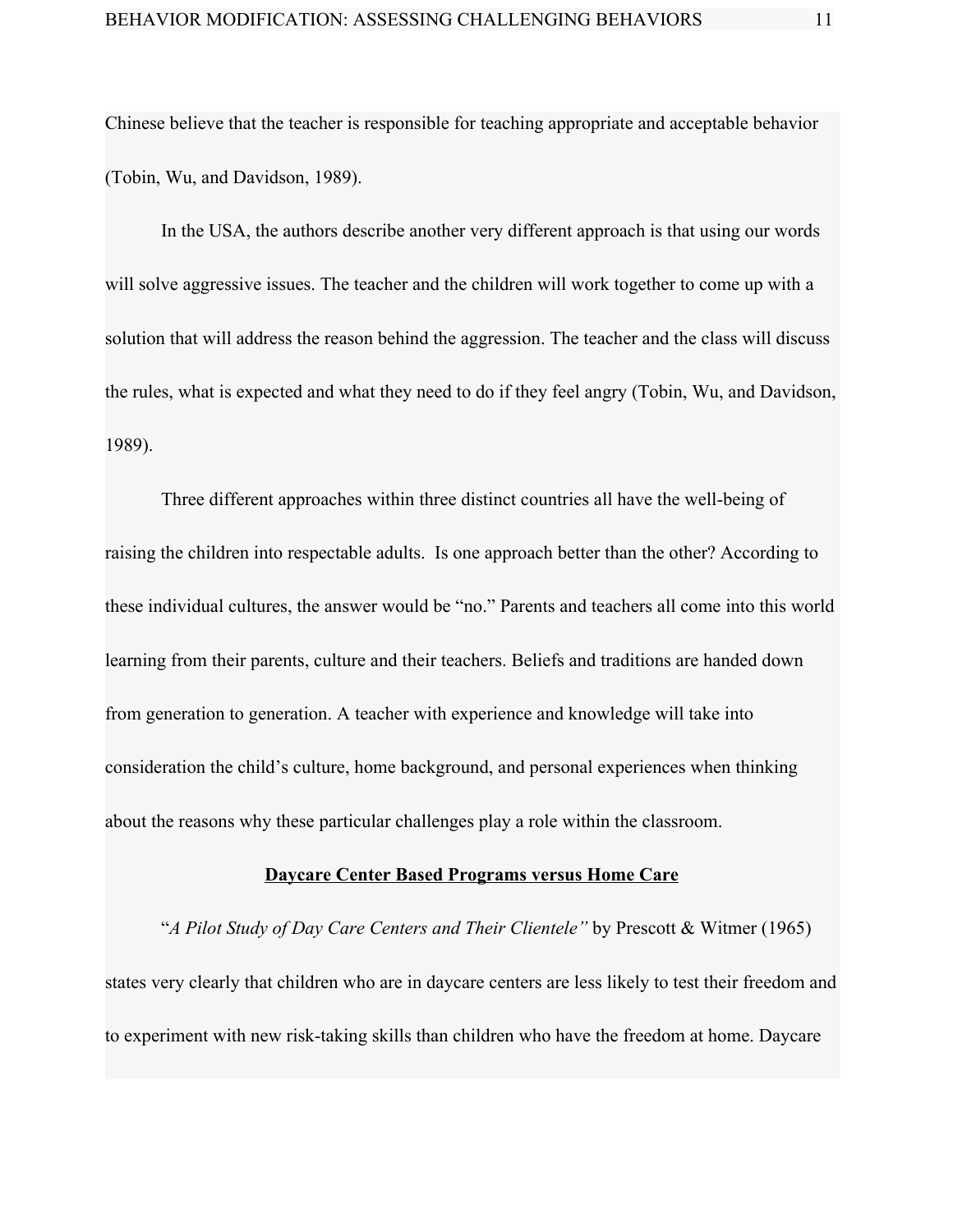Chinese believe that the teacher is responsible for teaching appropriate and acceptable behavior (Tobin, Wu, and Davidson, 1989).

In the USA, the authors describe another very different approach is that using our words will solve aggressive issues. The teacher and the children will work together to come up with a solution that will address the reason behind the aggression. The teacher and the class will discuss the rules, what is expected and what they need to do if they feel angry (Tobin, Wu, and Davidson, 1989).

Three different approaches within three distinct countries all have the well-being of raising the children into respectable adults.  Is one approach better than the other? According to these individual cultures, the answer would be "no." Parents and teachers all come into this world learning from their parents, culture and their teachers. Beliefs and traditions are handed down from generation to generation. A teacher with experience and knowledge will take into consideration the child's culture, home background, and personal experiences when thinking about the reasons why these particular challenges play a role within the classroom.

## **Daycare Center Based Programs versus Home Care**

"*A Pilot Study of Day Care Centers and Their Clientele"* by Prescott & Witmer (1965) states very clearly that children who are in daycare centers are less likely to test their freedom and to experiment with new risk-taking skills than children who have the freedom at home. Daycare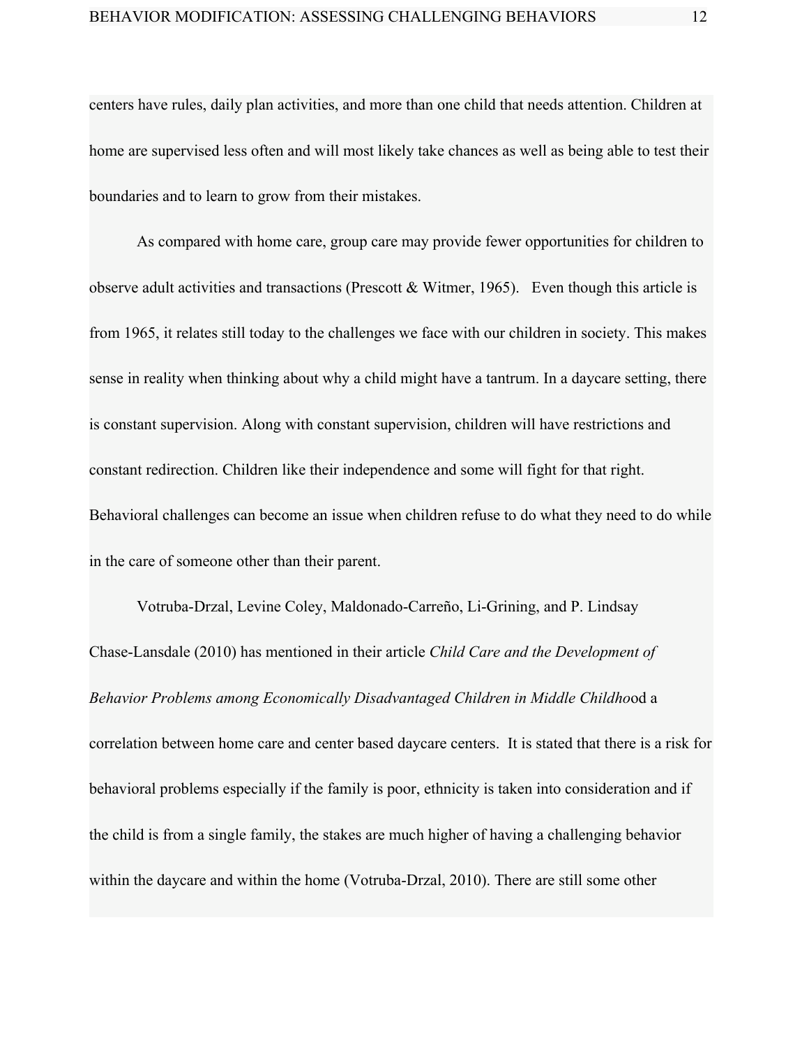centers have rules, daily plan activities, and more than one child that needs attention. Children at home are supervised less often and will most likely take chances as well as being able to test their boundaries and to learn to grow from their mistakes.

As compared with home care, group care may provide fewer opportunities for children to observe adult activities and transactions (Prescott & Witmer, 1965).   Even though this article is from 1965, it relates still today to the challenges we face with our children in society. This makes sense in reality when thinking about why a child might have a tantrum. In a daycare setting, there is constant supervision. Along with constant supervision, children will have restrictions and constant redirection. Children like their independence and some will fight for that right. Behavioral challenges can become an issue when children refuse to do what they need to do while in the care of someone other than their parent.

Votruba-Drzal, Levine Coley, Maldonado-Carreño, Li-Grining, and P. Lindsay Chase-Lansdale (2010) has mentioned in their article *Child Care and the Development of Behavior Problems among Economically Disadvantaged Children in Middle Childho*od a correlation between home care and center based daycare centers.  It is stated that there is a risk for behavioral problems especially if the family is poor, ethnicity is taken into consideration and if the child is from a single family, the stakes are much higher of having a challenging behavior within the daycare and within the home (Votruba-Drzal, 2010). There are still some other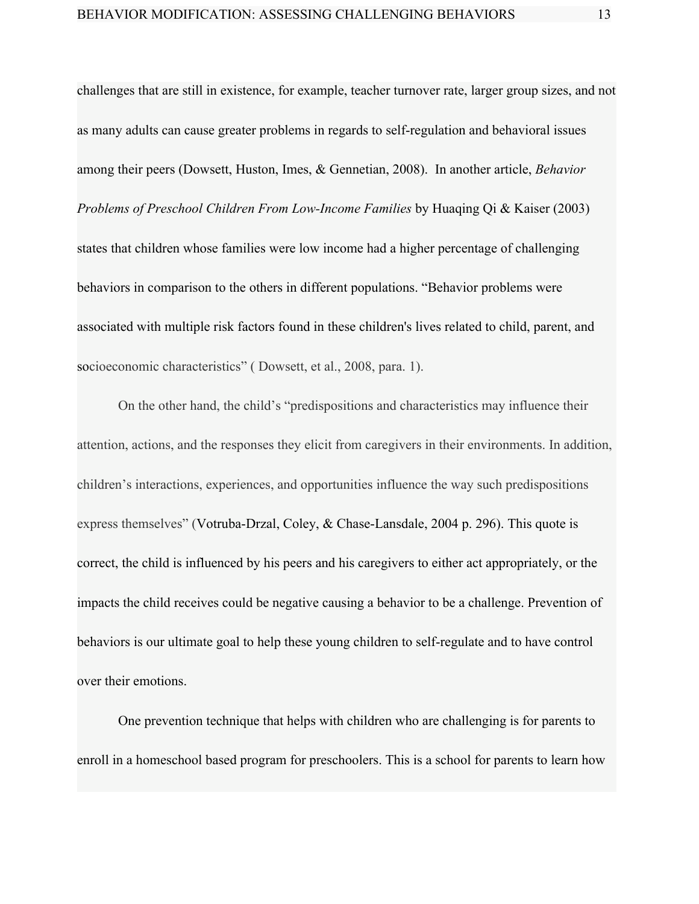challenges that are still in existence, for example, teacher turnover rate, larger group sizes, and not as many adults can cause greater problems in regards to self-regulation and behavioral issues among their peers (Dowsett, Huston, Imes, & Gennetian, 2008).  In another article, *Behavior Problems of Preschool Children From Low-Income Families* by Huaqing Qi & Kaiser (2003) states that children whose families were low income had a higher percentage of challenging behaviors in comparison to the others in different populations. “Behavior problems were associated with multiple risk factors found in these children's lives related to child, parent, and socioeconomic characteristics” ( Dowsett, et al., 2008, para. 1).

On the other hand, the child’s “predispositions and characteristics may influence their attention, actions, and the responses they elicit from caregivers in their environments. In addition, children’s interactions, experiences, and opportunities influence the way such predispositions express themselves” (Votruba-Drzal, Coley, & Chase-Lansdale, 2004 p. 296). This quote is correct, the child is influenced by his peers and his caregivers to either act appropriately, or the impacts the child receives could be negative causing a behavior to be a challenge. Prevention of behaviors is our ultimate goal to help these young children to self-regulate and to have control over their emotions.

One prevention technique that helps with children who are challenging is for parents to enroll in a homeschool based program for preschoolers. This is a school for parents to learn how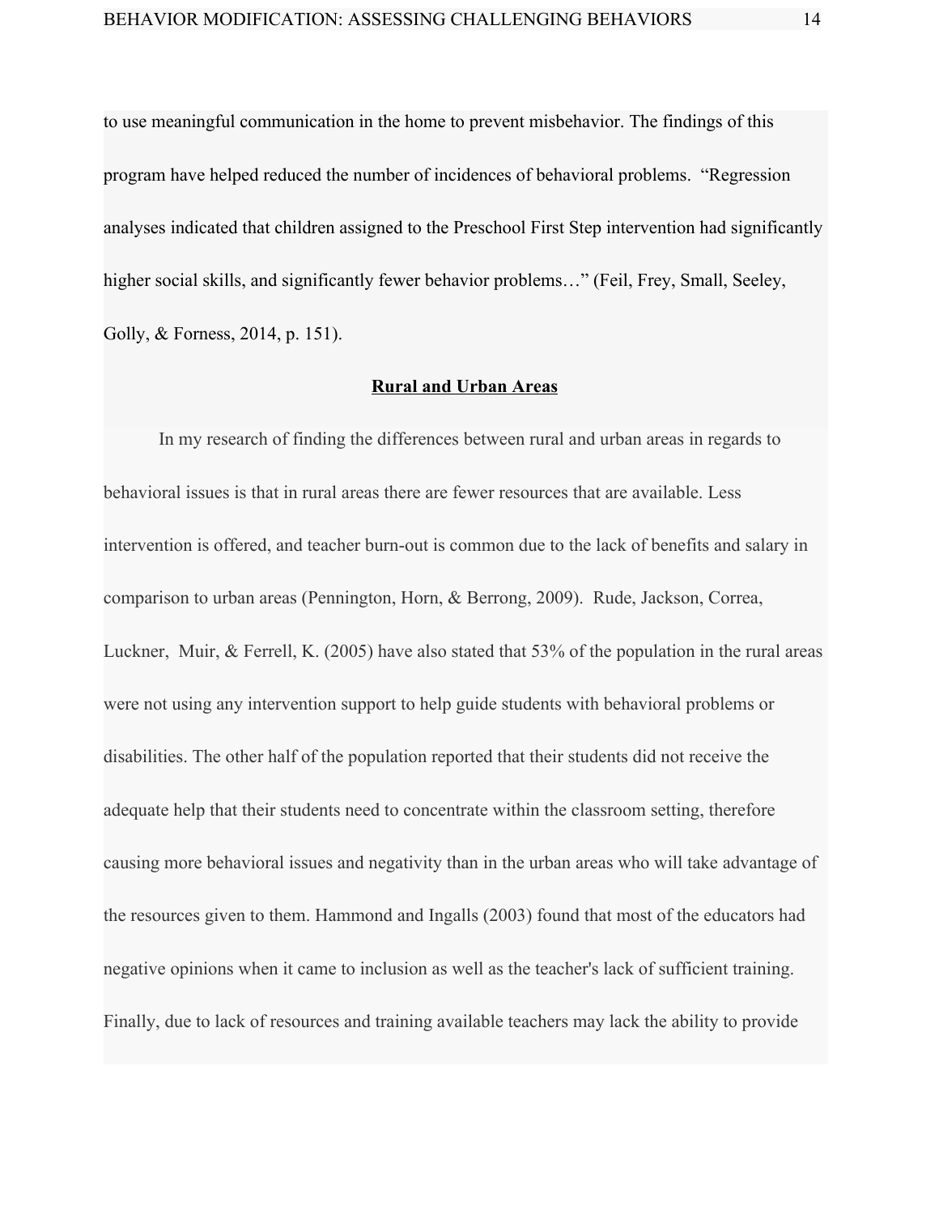to use meaningful communication in the home to prevent misbehavior. The findings of this program have helped reduced the number of incidences of behavioral problems. "Regression analyses indicated that children assigned to the Preschool First Step intervention had significantly higher social skills, and significantly fewer behavior problems…" (Feil, Frey, Small, Seeley, Golly, & Forness, 2014, p. 151).

## Rural and Urban Areas

In my research of finding the differences between rural and urban areas in regards to behavioral issues is that in rural areas there are fewer resources that are available. Less intervention is offered, and teacher burn-out is common due to the lack of benefits and salary in comparison to urban areas (Pennington, Horn, & Berrong, 2009). Rude, Jackson, Correa, Luckner, Muir, & Ferrell, K. (2005) have also stated that 53% of the population in the rural areas were not using any intervention support to help guide students with behavioral problems or disabilities. The other half of the population reported that their students did not receive the adequate help that their students need to concentrate within the classroom setting, therefore causing more behavioral issues and negativity than in the urban areas who will take advantage of the resources given to them. Hammond and Ingalls (2003) found that most of the educators had negative opinions when it came to inclusion as well as the teacher's lack of sufficient training. Finally, due to lack of resources and training available teachers may lack the ability to provide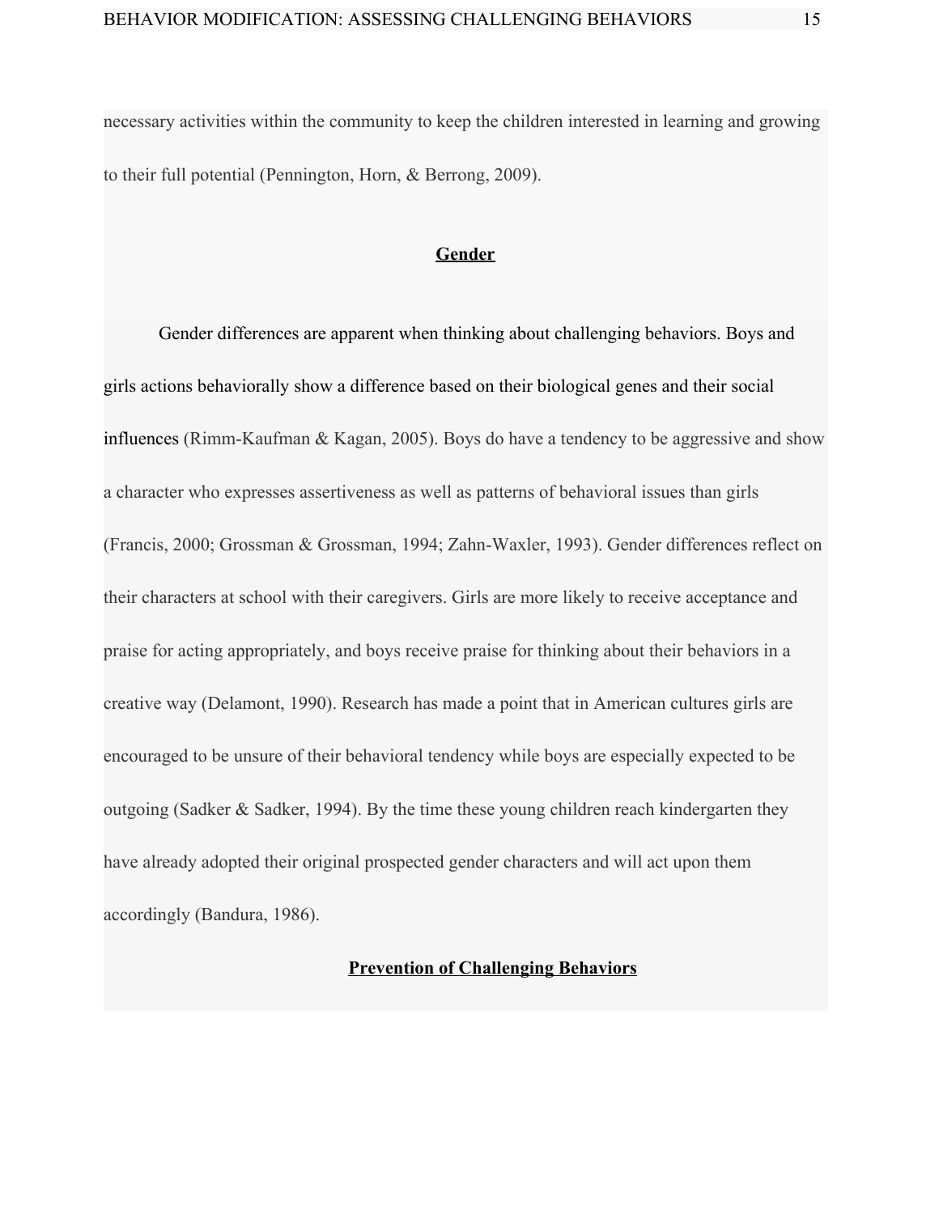necessary activities within the community to keep the children interested in learning and growing to their full potential (Pennington, Horn, & Berrong, 2009).

## Gender

Gender differences are apparent when thinking about challenging behaviors. Boys and girls actions behaviorally show a difference based on their biological genes and their social influences (Rimm-Kaufman & Kagan, 2005). Boys do have a tendency to be aggressive and show a character who expresses assertiveness as well as patterns of behavioral issues than girls (Francis, 2000; Grossman & Grossman, 1994; Zahn-Waxler, 1993). Gender differences reflect on their characters at school with their caregivers. Girls are more likely to receive acceptance and praise for acting appropriately, and boys receive praise for thinking about their behaviors in a creative way (Delamont, 1990). Research has made a point that in American cultures girls are encouraged to be unsure of their behavioral tendency while boys are especially expected to be outgoing (Sadker & Sadker, 1994). By the time these young children reach kindergarten they have already adopted their original prospected gender characters and will act upon them accordingly (Bandura, 1986).

## Prevention of Challenging Behaviors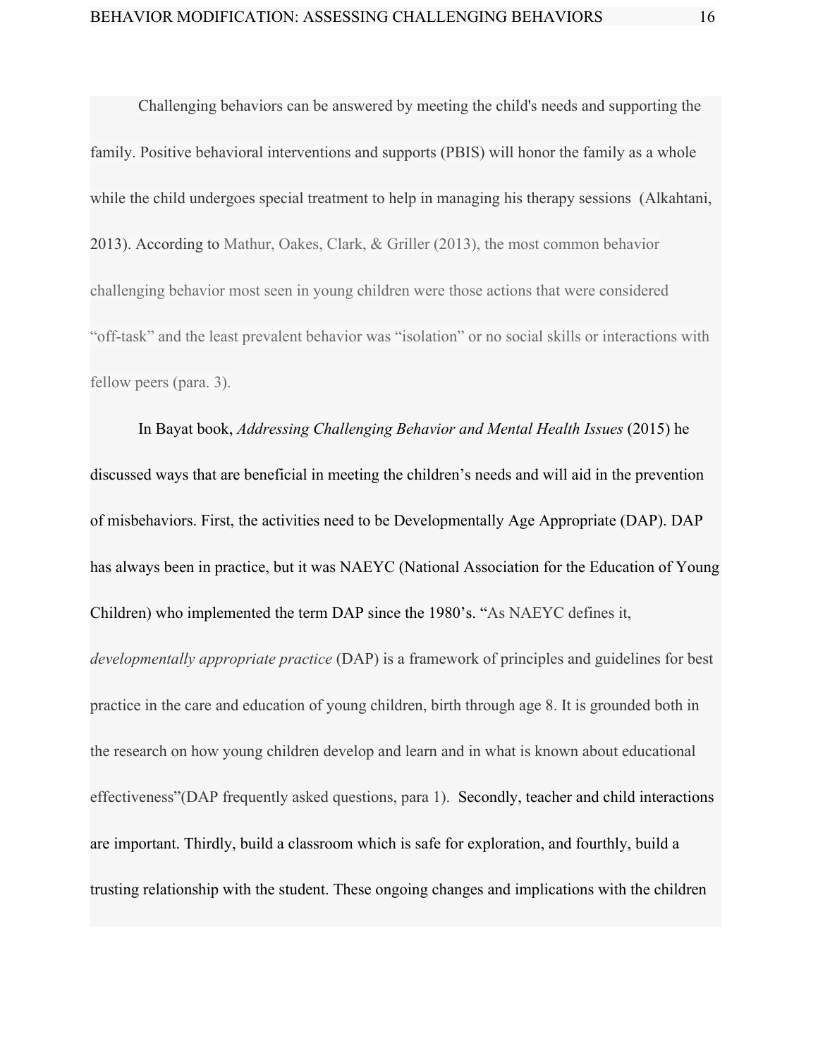Challenging behaviors can be answered by meeting the child's needs and supporting the family. Positive behavioral interventions and supports (PBIS) will honor the family as a whole while the child undergoes special treatment to help in managing his therapy sessions  (Alkahtani, 2013). According to Mathur, Oakes, Clark, & Griller (2013), the most common behavior challenging behavior most seen in young children were those actions that were considered "off-task" and the least prevalent behavior was "isolation" or no social skills or interactions with fellow peers (para. 3).

In Bayat book, *Addressing Challenging Behavior and Mental Health Issues* (2015) he discussed ways that are beneficial in meeting the children's needs and will aid in the prevention of misbehaviors. First, the activities need to be Developmentally Age Appropriate (DAP). DAP has always been in practice, but it was NAEYC (National Association for the Education of Young Children) who implemented the term DAP since the 1980's. "As NAEYC defines it, *developmentally appropriate practice* (DAP) is a framework of principles and guidelines for best practice in the care and education of young children, birth through age 8. It is grounded both in the research on how young children develop and learn and in what is known about educational effectiveness"(DAP frequently asked questions, para 1).  Secondly, teacher and child interactions are important. Thirdly, build a classroom which is safe for exploration, and fourthly, build a trusting relationship with the student. These ongoing changes and implications with the children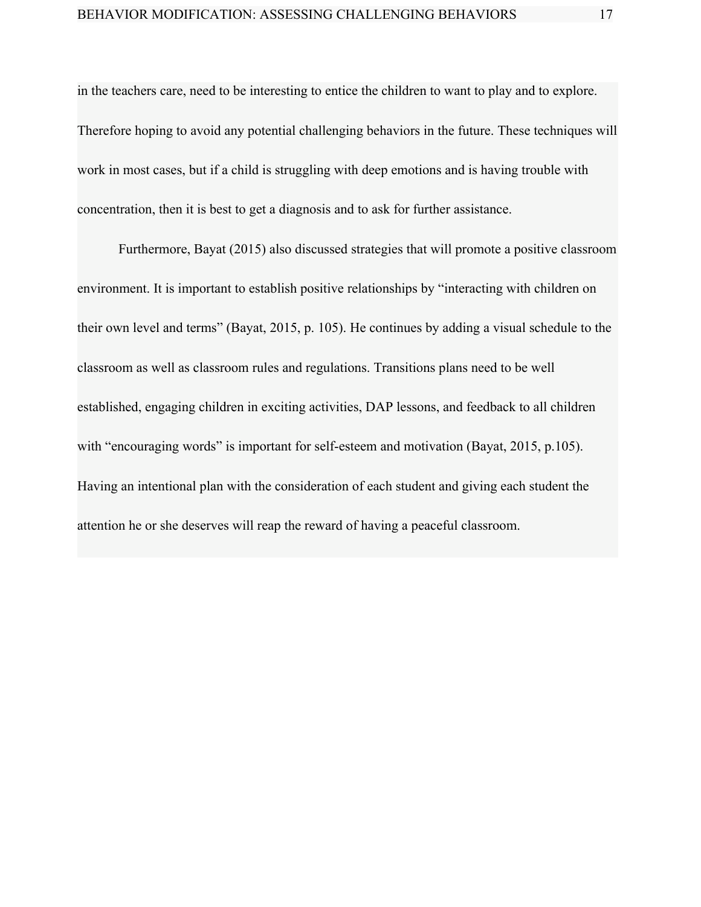in the teachers care, need to be interesting to entice the children to want to play and to explore. Therefore hoping to avoid any potential challenging behaviors in the future. These techniques will work in most cases, but if a child is struggling with deep emotions and is having trouble with concentration, then it is best to get a diagnosis and to ask for further assistance.

Furthermore, Bayat (2015) also discussed strategies that will promote a positive classroom environment. It is important to establish positive relationships by "interacting with children on their own level and terms" (Bayat, 2015, p. 105). He continues by adding a visual schedule to the classroom as well as classroom rules and regulations. Transitions plans need to be well established, engaging children in exciting activities, DAP lessons, and feedback to all children with "encouraging words" is important for self-esteem and motivation (Bayat, 2015, p.105). Having an intentional plan with the consideration of each student and giving each student the attention he or she deserves will reap the reward of having a peaceful classroom.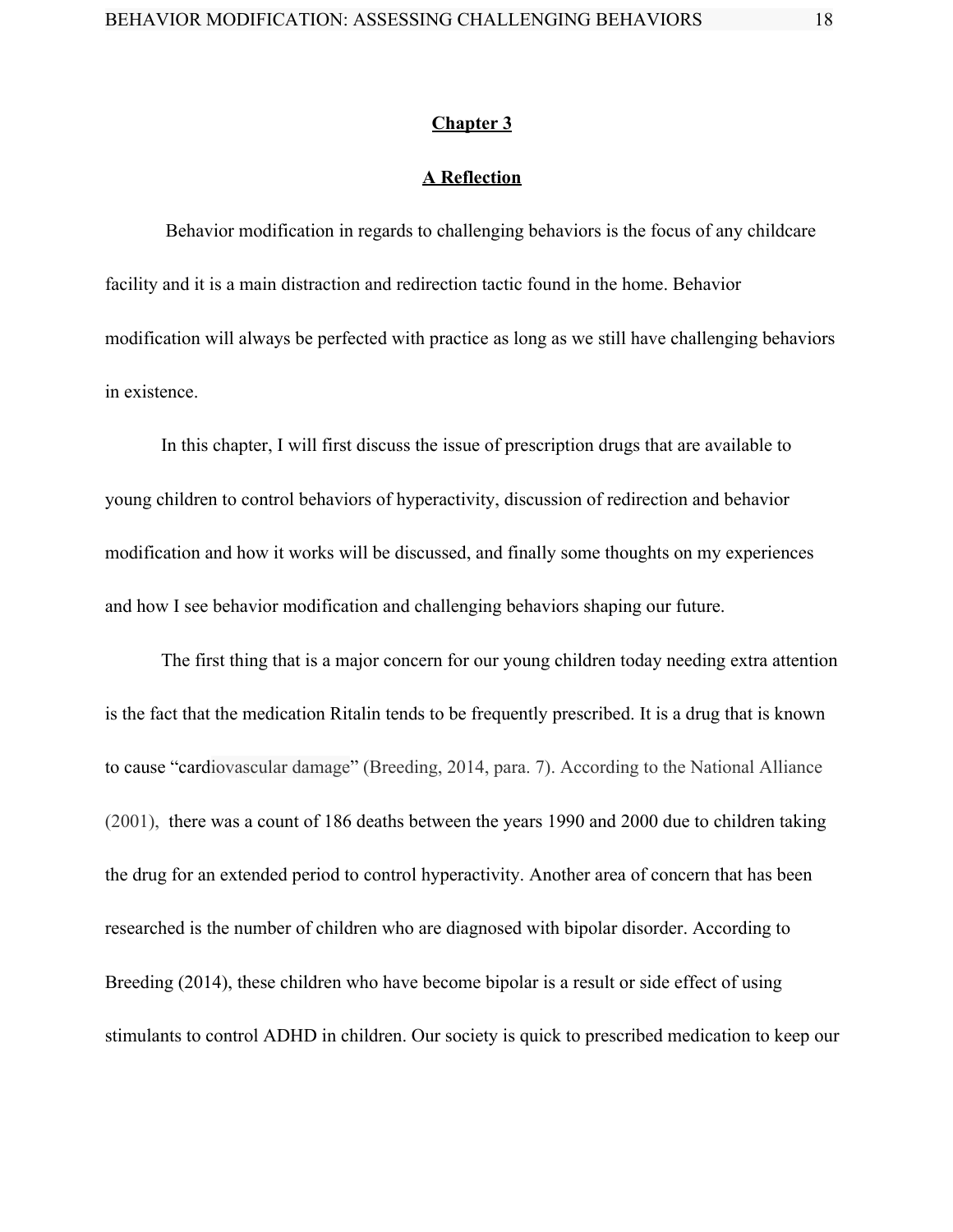## Chapter 3

## A Reflection

Behavior modification in regards to challenging behaviors is the focus of any childcare facility and it is a main distraction and redirection tactic found in the home. Behavior modification will always be perfected with practice as long as we still have challenging behaviors in existence.

In this chapter, I will first discuss the issue of prescription drugs that are available to young children to control behaviors of hyperactivity, discussion of redirection and behavior modification and how it works will be discussed, and finally some thoughts on my experiences and how I see behavior modification and challenging behaviors shaping our future.

The first thing that is a major concern for our young children today needing extra attention is the fact that the medication Ritalin tends to be frequently prescribed. It is a drug that is known to cause "cardiovascular damage" (Breeding, 2014, para. 7). According to the National Alliance (2001), there was a count of 186 deaths between the years 1990 and 2000 due to children taking the drug for an extended period to control hyperactivity. Another area of concern that has been researched is the number of children who are diagnosed with bipolar disorder. According to Breeding (2014), these children who have become bipolar is a result or side effect of using stimulants to control ADHD in children. Our society is quick to prescribed medication to keep our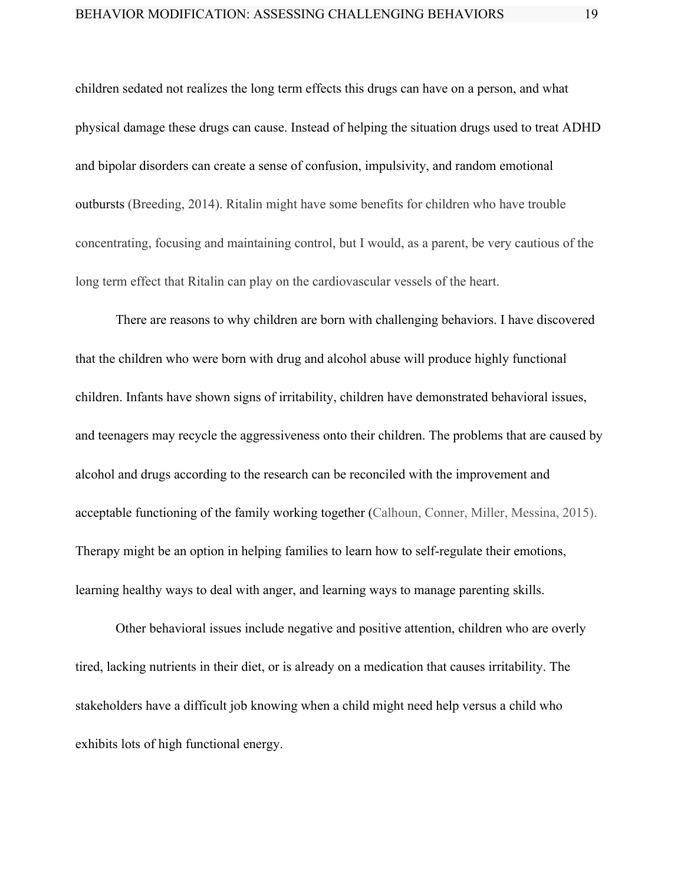children sedated not realizes the long term effects this drugs can have on a person, and what physical damage these drugs can cause. Instead of helping the situation drugs used to treat ADHD and bipolar disorders can create a sense of confusion, impulsivity, and random emotional outbursts (Breeding, 2014). Ritalin might have some benefits for children who have trouble concentrating, focusing and maintaining control, but I would, as a parent, be very cautious of the long term effect that Ritalin can play on the cardiovascular vessels of the heart.

There are reasons to why children are born with challenging behaviors. I have discovered that the children who were born with drug and alcohol abuse will produce highly functional children. Infants have shown signs of irritability, children have demonstrated behavioral issues, and teenagers may recycle the aggressiveness onto their children. The problems that are caused by alcohol and drugs according to the research can be reconciled with the improvement and acceptable functioning of the family working together (Calhoun, Conner, Miller, Messina, 2015). Therapy might be an option in helping families to learn how to self-regulate their emotions, learning healthy ways to deal with anger, and learning ways to manage parenting skills.

Other behavioral issues include negative and positive attention, children who are overly tired, lacking nutrients in their diet, or is already on a medication that causes irritability. The stakeholders have a difficult job knowing when a child might need help versus a child who exhibits lots of high functional energy.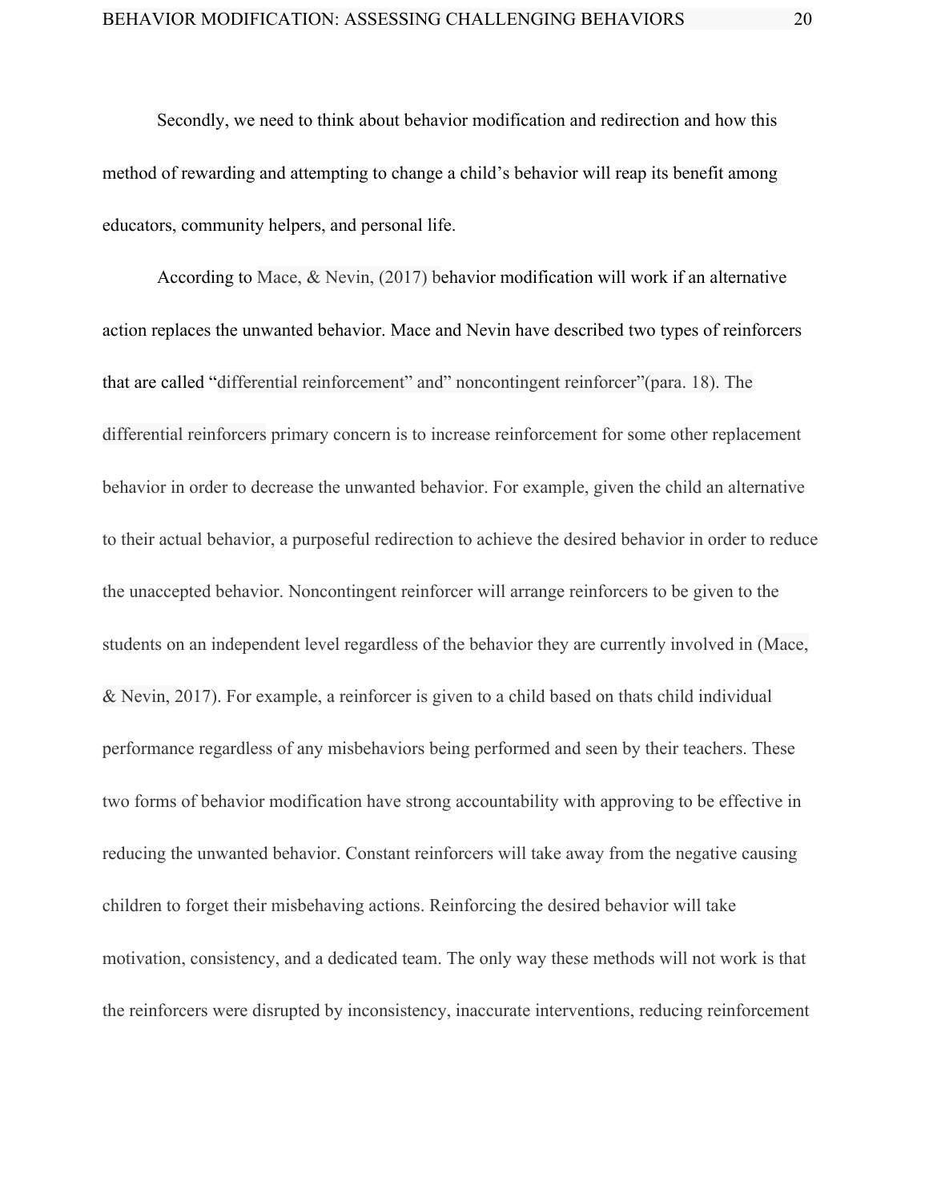Secondly, we need to think about behavior modification and redirection and how this method of rewarding and attempting to change a child's behavior will reap its benefit among educators, community helpers, and personal life.

According to Mace, & Nevin, (2017) behavior modification will work if an alternative action replaces the unwanted behavior. Mace and Nevin have described two types of reinforcers that are called "differential reinforcement" and" noncontingent reinforcer"(para. 18). The differential reinforcers primary concern is to increase reinforcement for some other replacement behavior in order to decrease the unwanted behavior. For example, given the child an alternative to their actual behavior, a purposeful redirection to achieve the desired behavior in order to reduce the unaccepted behavior. Noncontingent reinforcer will arrange reinforcers to be given to the students on an independent level regardless of the behavior they are currently involved in (Mace, & Nevin, 2017). For example, a reinforcer is given to a child based on thats child individual performance regardless of any misbehaviors being performed and seen by their teachers. These two forms of behavior modification have strong accountability with approving to be effective in reducing the unwanted behavior. Constant reinforcers will take away from the negative causing children to forget their misbehaving actions. Reinforcing the desired behavior will take motivation, consistency, and a dedicated team. The only way these methods will not work is that the reinforcers were disrupted by inconsistency, inaccurate interventions, reducing reinforcement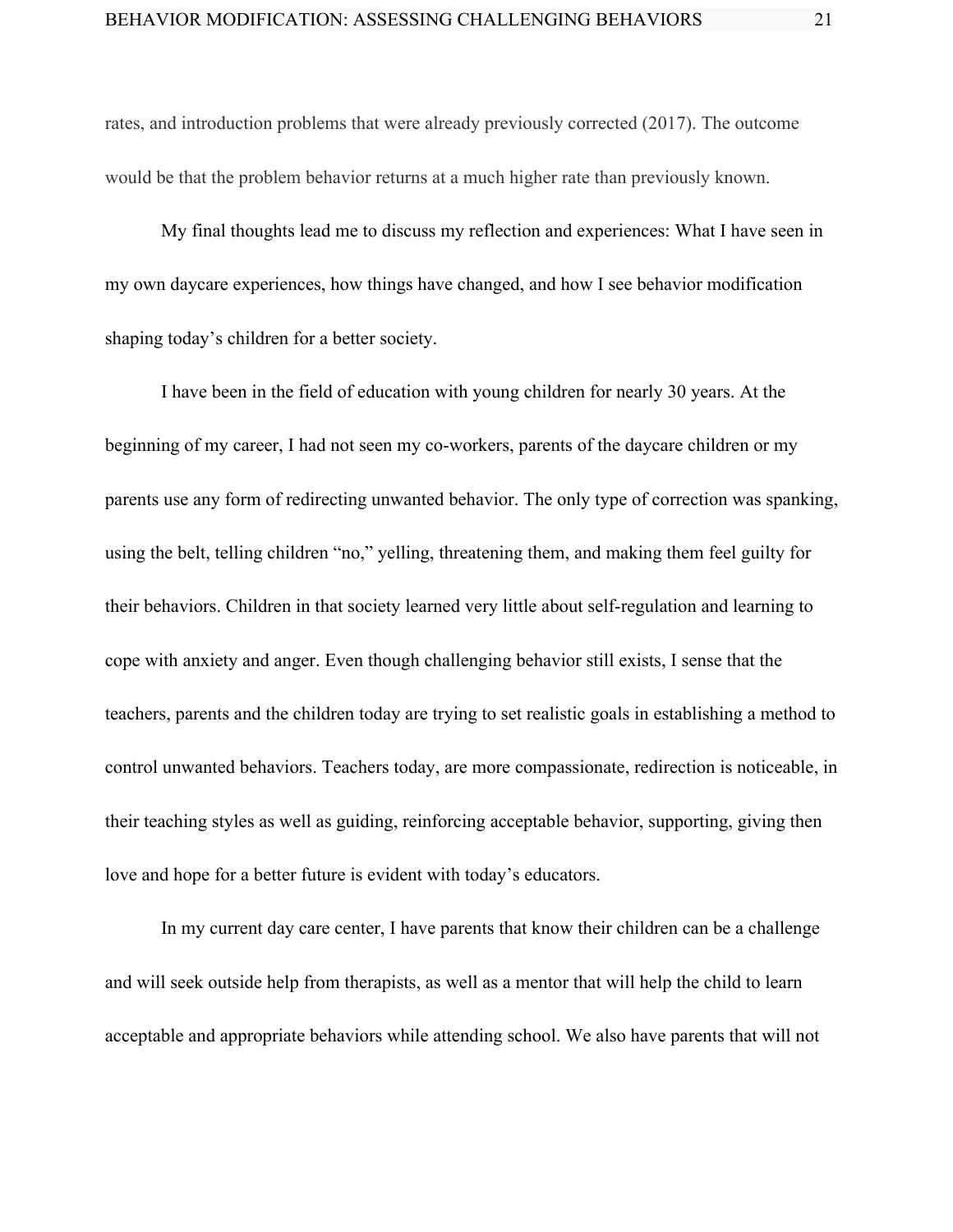rates, and introduction problems that were already previously corrected (2017). The outcome would be that the problem behavior returns at a much higher rate than previously known.

My final thoughts lead me to discuss my reflection and experiences: What I have seen in my own daycare experiences, how things have changed, and how I see behavior modification shaping today's children for a better society.

I have been in the field of education with young children for nearly 30 years. At the beginning of my career, I had not seen my co-workers, parents of the daycare children or my parents use any form of redirecting unwanted behavior. The only type of correction was spanking, using the belt, telling children "no," yelling, threatening them, and making them feel guilty for their behaviors. Children in that society learned very little about self-regulation and learning to cope with anxiety and anger. Even though challenging behavior still exists, I sense that the teachers, parents and the children today are trying to set realistic goals in establishing a method to control unwanted behaviors. Teachers today, are more compassionate, redirection is noticeable, in their teaching styles as well as guiding, reinforcing acceptable behavior, supporting, giving then love and hope for a better future is evident with today's educators.

In my current day care center, I have parents that know their children can be a challenge and will seek outside help from therapists, as well as a mentor that will help the child to learn acceptable and appropriate behaviors while attending school. We also have parents that will not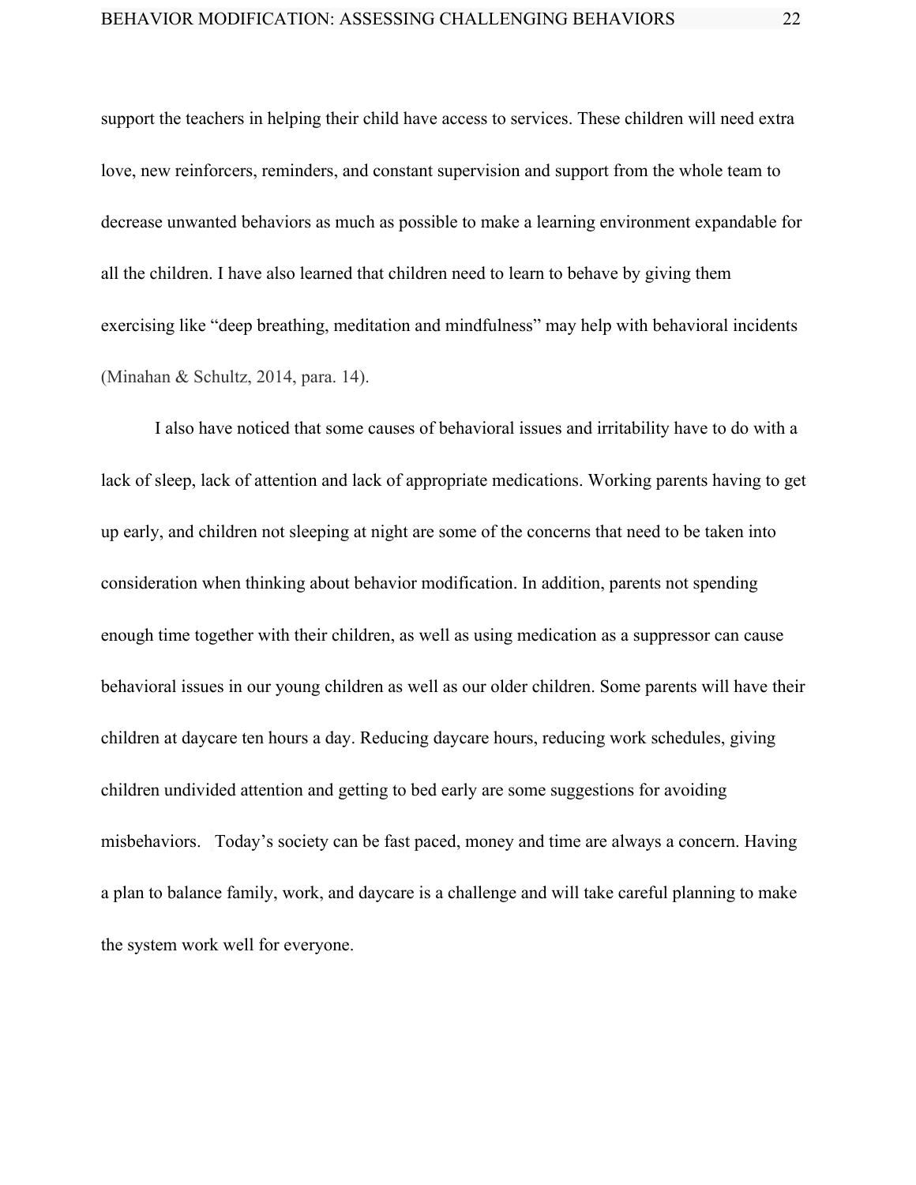support the teachers in helping their child have access to services. These children will need extra love, new reinforcers, reminders, and constant supervision and support from the whole team to decrease unwanted behaviors as much as possible to make a learning environment expandable for all the children. I have also learned that children need to learn to behave by giving them exercising like “deep breathing, meditation and mindfulness” may help with behavioral incidents (Minahan & Schultz, 2014, para. 14).

I also have noticed that some causes of behavioral issues and irritability have to do with a lack of sleep, lack of attention and lack of appropriate medications. Working parents having to get up early, and children not sleeping at night are some of the concerns that need to be taken into consideration when thinking about behavior modification. In addition, parents not spending enough time together with their children, as well as using medication as a suppressor can cause behavioral issues in our young children as well as our older children. Some parents will have their children at daycare ten hours a day. Reducing daycare hours, reducing work schedules, giving children undivided attention and getting to bed early are some suggestions for avoiding misbehaviors. Today’s society can be fast paced, money and time are always a concern. Having a plan to balance family, work, and daycare is a challenge and will take careful planning to make the system work well for everyone.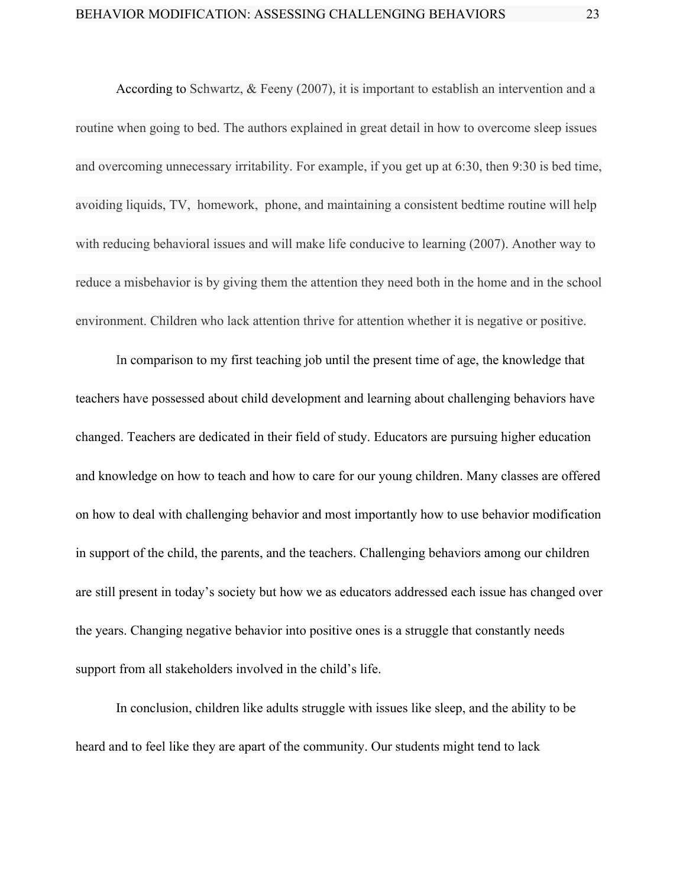According to Schwartz, & Feeny (2007), it is important to establish an intervention and a routine when going to bed. The authors explained in great detail in how to overcome sleep issues and overcoming unnecessary irritability. For example, if you get up at 6:30, then 9:30 is bed time, avoiding liquids, TV, homework, phone, and maintaining a consistent bedtime routine will help with reducing behavioral issues and will make life conducive to learning (2007). Another way to reduce a misbehavior is by giving them the attention they need both in the home and in the school environment. Children who lack attention thrive for attention whether it is negative or positive.

In comparison to my first teaching job until the present time of age, the knowledge that teachers have possessed about child development and learning about challenging behaviors have changed. Teachers are dedicated in their field of study. Educators are pursuing higher education and knowledge on how to teach and how to care for our young children. Many classes are offered on how to deal with challenging behavior and most importantly how to use behavior modification in support of the child, the parents, and the teachers. Challenging behaviors among our children are still present in today's society but how we as educators addressed each issue has changed over the years. Changing negative behavior into positive ones is a struggle that constantly needs support from all stakeholders involved in the child's life.

In conclusion, children like adults struggle with issues like sleep, and the ability to be heard and to feel like they are apart of the community. Our students might tend to lack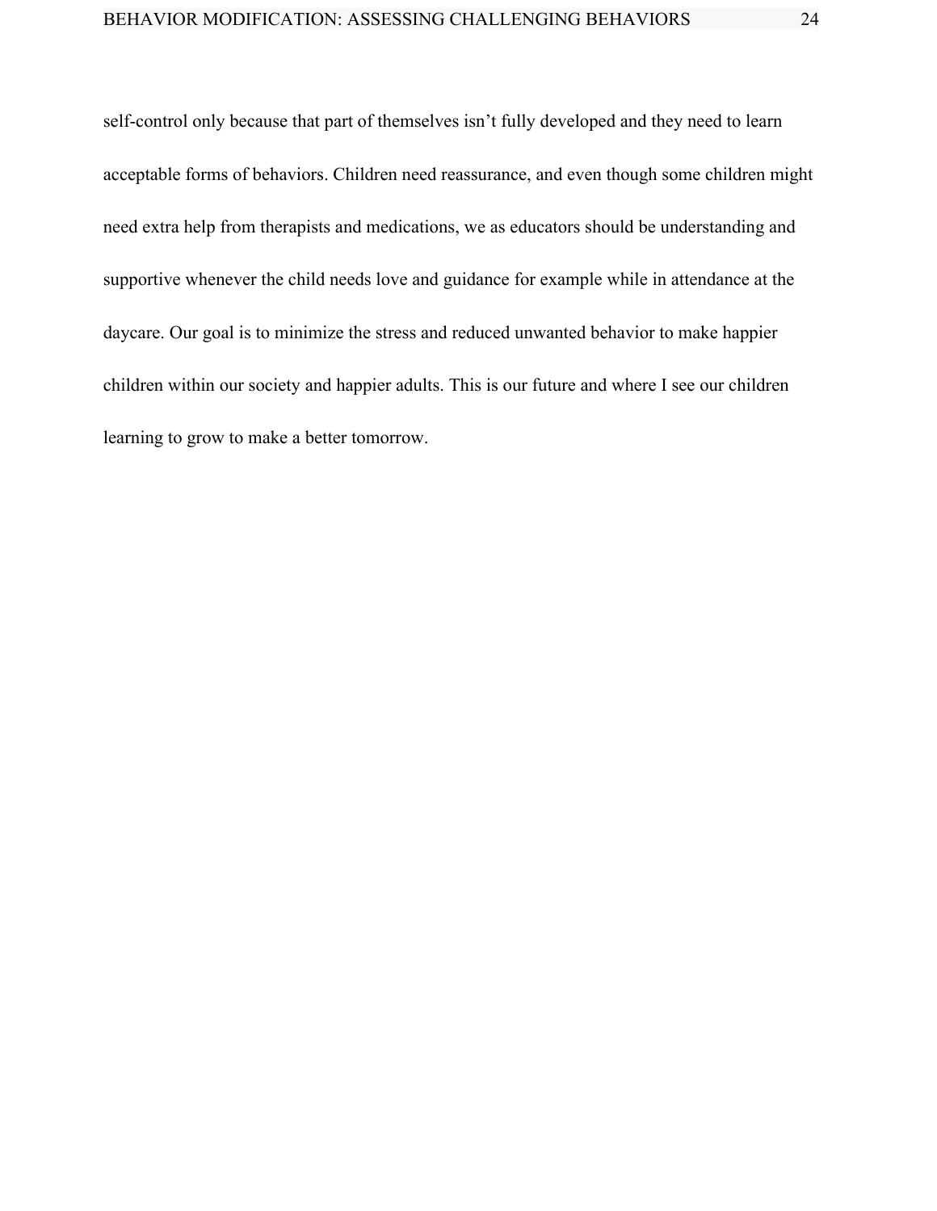self-control only because that part of themselves isn’t fully developed and they need to learn acceptable forms of behaviors. Children need reassurance, and even though some children might need extra help from therapists and medications, we as educators should be understanding and supportive whenever the child needs love and guidance for example while in attendance at the daycare. Our goal is to minimize the stress and reduced unwanted behavior to make happier children within our society and happier adults. This is our future and where I see our children learning to grow to make a better tomorrow.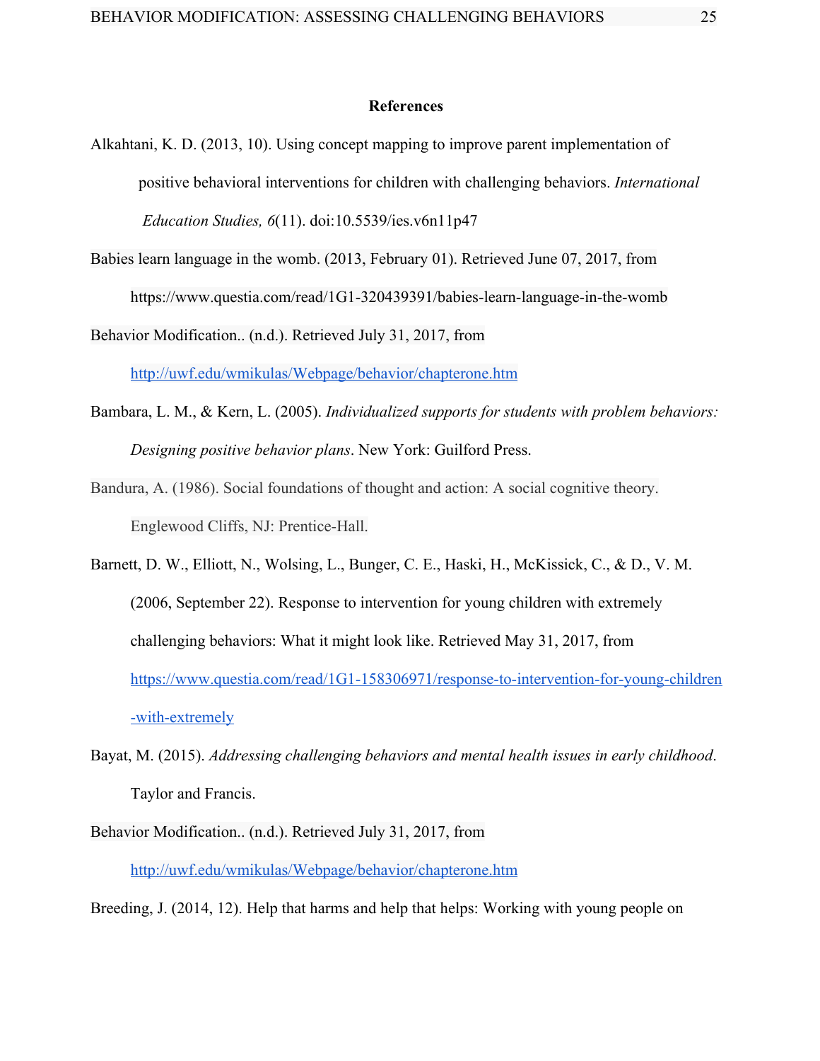# References

Alkahtani, K. D. (2013, 10). Using concept mapping to improve parent implementation of positive behavioral interventions for children with challenging behaviors. *International Education Studies, 6*(11). doi:10.5539/ies.v6n11p47

Babies learn language in the womb. (2013, February 01). Retrieved June 07, 2017, from https://www.questia.com/read/1G1-320439391/babies-learn-language-in-the-womb

Behavior Modification.. (n.d.). Retrieved July 31, 2017, from http://uwf.edu/wmikulas/Webpage/behavior/chapterone.htm

Bambara, L. M., & Kern, L. (2005). *Individualized supports for students with problem behaviors: Designing positive behavior plans*. New York: Guilford Press.

Bandura, A. (1986). Social foundations of thought and action: A social cognitive theory. Englewood Cliffs, NJ: Prentice-Hall.

Barnett, D. W., Elliott, N., Wolsing, L., Bunger, C. E., Haski, H., McKissick, C., & D., V. M. (2006, September 22). Response to intervention for young children with extremely challenging behaviors: What it might look like. Retrieved May 31, 2017, from https://www.questia.com/read/1G1-158306971/response-to-intervention-for-young-children-with-extremely

Bayat, M. (2015). *Addressing challenging behaviors and mental health issues in early childhood*. Taylor and Francis.

Behavior Modification.. (n.d.). Retrieved July 31, 2017, from http://uwf.edu/wmikulas/Webpage/behavior/chapterone.htm

Breeding, J. (2014, 12). Help that harms and help that helps: Working with young people on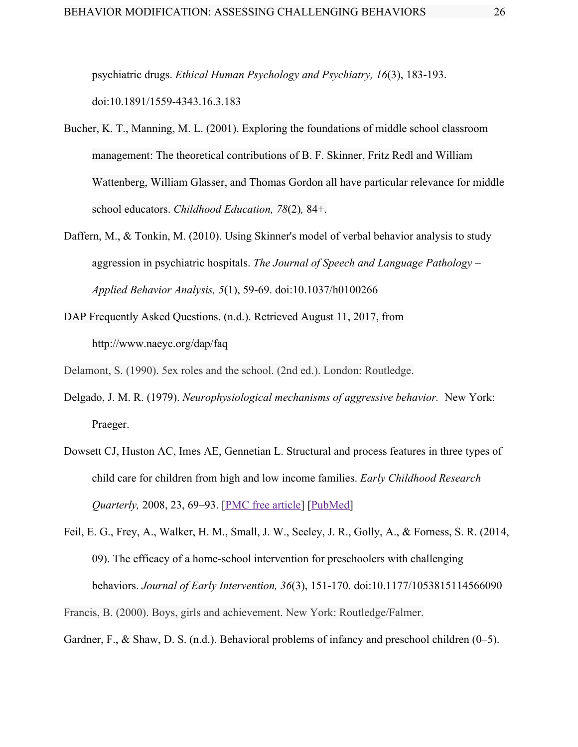psychiatric drugs. *Ethical Human Psychology and Psychiatry, 16*(3), 183-193. doi:10.1891/1559-4343.16.3.183

Bucher, K. T., Manning, M. L. (2001). Exploring the foundations of middle school classroom management: The theoretical contributions of B. F. Skinner, Fritz Redl and William Wattenberg, William Glasser, and Thomas Gordon all have particular relevance for middle school educators. *Childhood Education, 78*(2)*,* 84+.

Daffern, M., & Tonkin, M. (2010). Using Skinner's model of verbal behavior analysis to study aggression in psychiatric hospitals. *The Journal of Speech and Language Pathology – Applied Behavior Analysis, 5*(1), 59-69. doi:10.1037/h0100266

DAP Frequently Asked Questions. (n.d.). Retrieved August 11, 2017, from http://www.naeyc.org/dap/faq

Delamont, S. (1990). 5ex roles and the school. (2nd ed.). London: Routledge.

Delgado, J. M. R. (1979). *Neurophysiological mechanisms of aggressive behavior.* New York: Praeger.

Dowsett CJ, Huston AC, Imes AE, Gennetian L. Structural and process features in three types of child care for children from high and low income families. *Early Childhood Research Quarterly,* 2008, 23, 69–93. [PMC free article] [PubMed]

Feil, E. G., Frey, A., Walker, H. M., Small, J. W., Seeley, J. R., Golly, A., & Forness, S. R. (2014, 09). The efficacy of a home-school intervention for preschoolers with challenging behaviors. *Journal of Early Intervention, 36*(3), 151-170. doi:10.1177/1053815114566090

Francis, B. (2000). Boys, girls and achievement. New York: Routledge/Falmer.

Gardner, F., & Shaw, D. S. (n.d.). Behavioral problems of infancy and preschool children (0–5).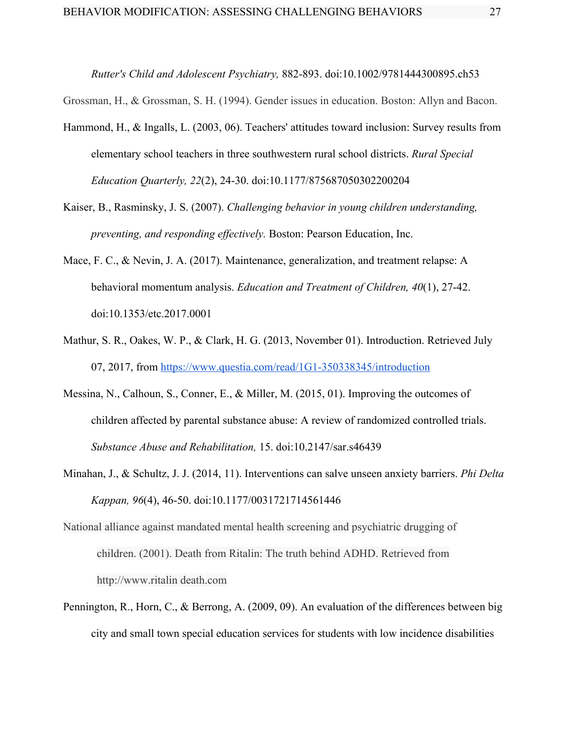*Rutter's Child and Adolescent Psychiatry,* 882-893. doi:10.1002/9781444300895.ch53

Grossman, H., & Grossman, S. H. (1994). Gender issues in education. Boston: Allyn and Bacon.

Hammond, H., & Ingalls, L. (2003, 06). Teachers' attitudes toward inclusion: Survey results from elementary school teachers in three southwestern rural school districts. *Rural Special Education Quarterly, 22*(2), 24-30. doi:10.1177/875687050302200204

Kaiser, B., Rasminsky, J. S. (2007). *Challenging behavior in young children understanding, preventing, and responding effectively.* Boston: Pearson Education, Inc.

Mace, F. C., & Nevin, J. A. (2017). Maintenance, generalization, and treatment relapse: A behavioral momentum analysis. *Education and Treatment of Children, 40*(1), 27-42. doi:10.1353/etc.2017.0001

Mathur, S. R., Oakes, W. P., & Clark, H. G. (2013, November 01). Introduction. Retrieved July 07, 2017, from https://www.questia.com/read/1G1-350338345/introduction

Messina, N., Calhoun, S., Conner, E., & Miller, M. (2015, 01). Improving the outcomes of children affected by parental substance abuse: A review of randomized controlled trials. *Substance Abuse and Rehabilitation,* 15. doi:10.2147/sar.s46439

Minahan, J., & Schultz, J. J. (2014, 11). Interventions can salve unseen anxiety barriers. *Phi Delta Kappan, 96*(4), 46-50. doi:10.1177/0031721714561446

National alliance against mandated mental health screening and psychiatric drugging of children. (2001). Death from Ritalin: The truth behind ADHD. Retrieved from http://www.ritalin death.com

Pennington, R., Horn, C., & Berrong, A. (2009, 09). An evaluation of the differences between big city and small town special education services for students with low incidence disabilities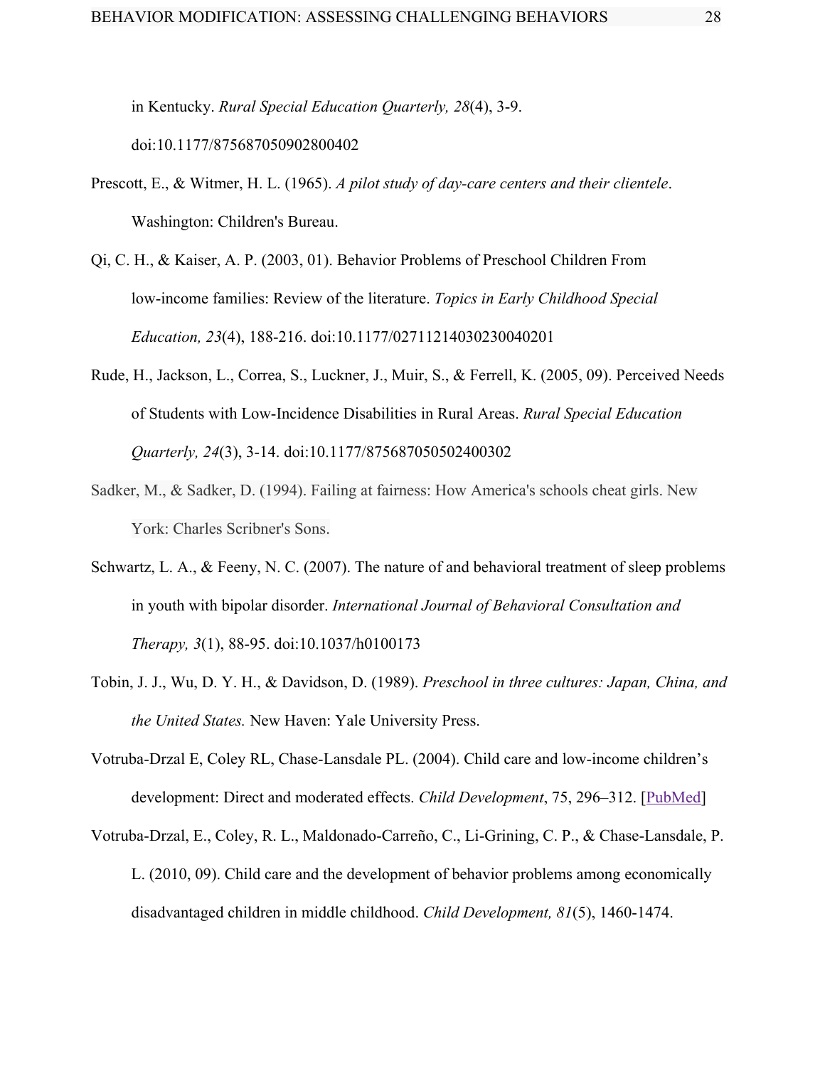in Kentucky. *Rural Special Education Quarterly, 28*(4), 3-9. doi:10.1177/875687050902800402

Prescott, E., & Witmer, H. L. (1965). *A pilot study of day-care centers and their clientele*. Washington: Children's Bureau.

Qi, C. H., & Kaiser, A. P. (2003, 01). Behavior Problems of Preschool Children From low-income families: Review of the literature. *Topics in Early Childhood Special Education, 23*(4), 188-216. doi:10.1177/02711214030230040201

Rude, H., Jackson, L., Correa, S., Luckner, J., Muir, S., & Ferrell, K. (2005, 09). Perceived Needs of Students with Low-Incidence Disabilities in Rural Areas. *Rural Special Education Quarterly, 24*(3), 3-14. doi:10.1177/875687050502400302

Sadker, M., & Sadker, D. (1994). Failing at fairness: How America's schools cheat girls. New York: Charles Scribner's Sons.

Schwartz, L. A., & Feeny, N. C. (2007). The nature of and behavioral treatment of sleep problems in youth with bipolar disorder. *International Journal of Behavioral Consultation and Therapy, 3*(1), 88-95. doi:10.1037/h0100173

Tobin, J. J., Wu, D. Y. H., & Davidson, D. (1989). *Preschool in three cultures: Japan, China, and the United States.* New Haven: Yale University Press.

Votruba-Drzal E, Coley RL, Chase-Lansdale PL. (2004). Child care and low-income children's development: Direct and moderated effects. *Child Development*, 75, 296–312. [PubMed]

Votruba-Drzal, E., Coley, R. L., Maldonado-Carreño, C., Li-Grining, C. P., & Chase-Lansdale, P. L. (2010, 09). Child care and the development of behavior problems among economically disadvantaged children in middle childhood. *Child Development, 81*(5), 1460-1474.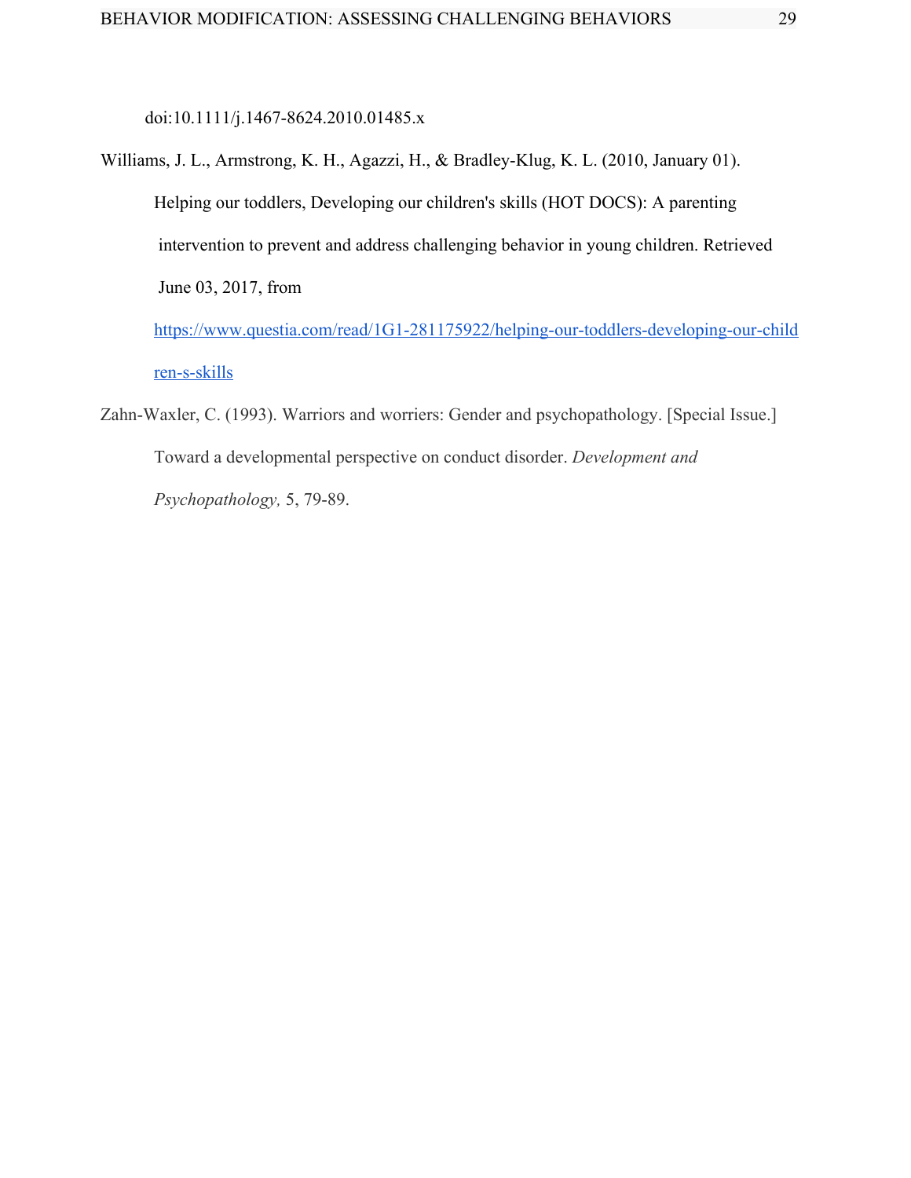doi:10.1111/j.1467-8624.2010.01485.x

Williams, J. L., Armstrong, K. H., Agazzi, H., & Bradley-Klug, K. L. (2010, January 01). Helping our toddlers, Developing our children's skills (HOT DOCS): A parenting intervention to prevent and address challenging behavior in young children. Retrieved June 03, 2017, from https://www.questia.com/read/1G1-281175922/helping-our-toddlers-developing-our-children-s-skills

Zahn-Waxler, C. (1993). Warriors and worriers: Gender and psychopathology. [Special Issue.] Toward a developmental perspective on conduct disorder. *Development and Psychopathology,* 5, 79-89.